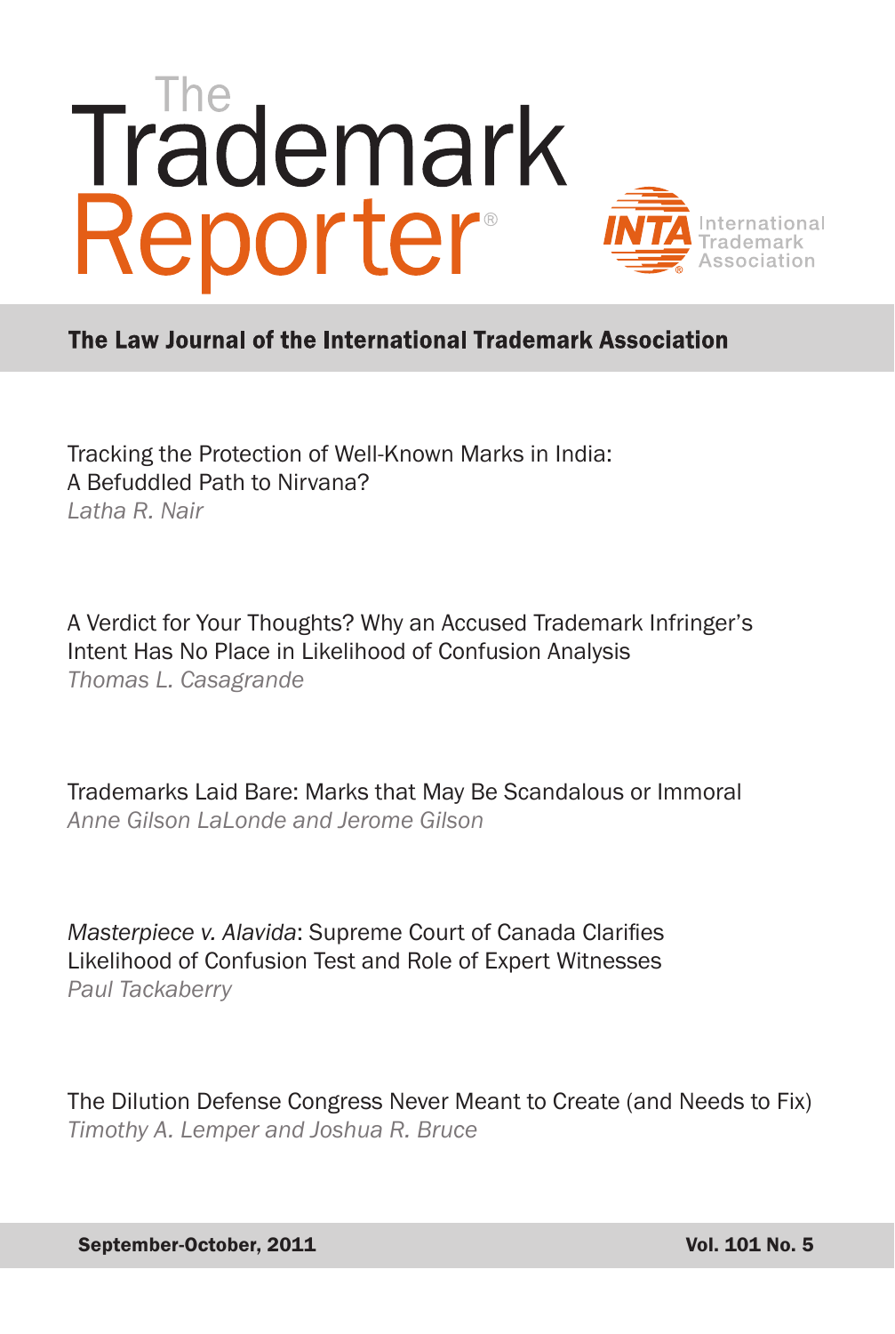# The Trademark Reporter®

International Trademark Association

**The Law Journal of the International Trademark Association**

Tracking the Protection of Well-Known Marks in India: A Befuddled Path to Nirvana?
*Latha R. Nair*

A Verdict for Your Thoughts? Why an Accused Trademark Infringer's Intent Has No Place in Likelihood of Confusion Analysis
*Thomas L. Casagrande*

Trademarks Laid Bare: Marks that May Be Scandalous or Immoral
*Anne Gilson LaLonde and Jerome Gilson*

*Masterpiece v. Alavida*: Supreme Court of Canada Clarifies Likelihood of Confusion Test and Role of Expert Witnesses
*Paul Tackaberry*

The Dilution Defense Congress Never Meant to Create (and Needs to Fix)
*Timothy A. Lemper and Joshua R. Bruce*

**September-October, 2011** **Vol. 101 No. 5**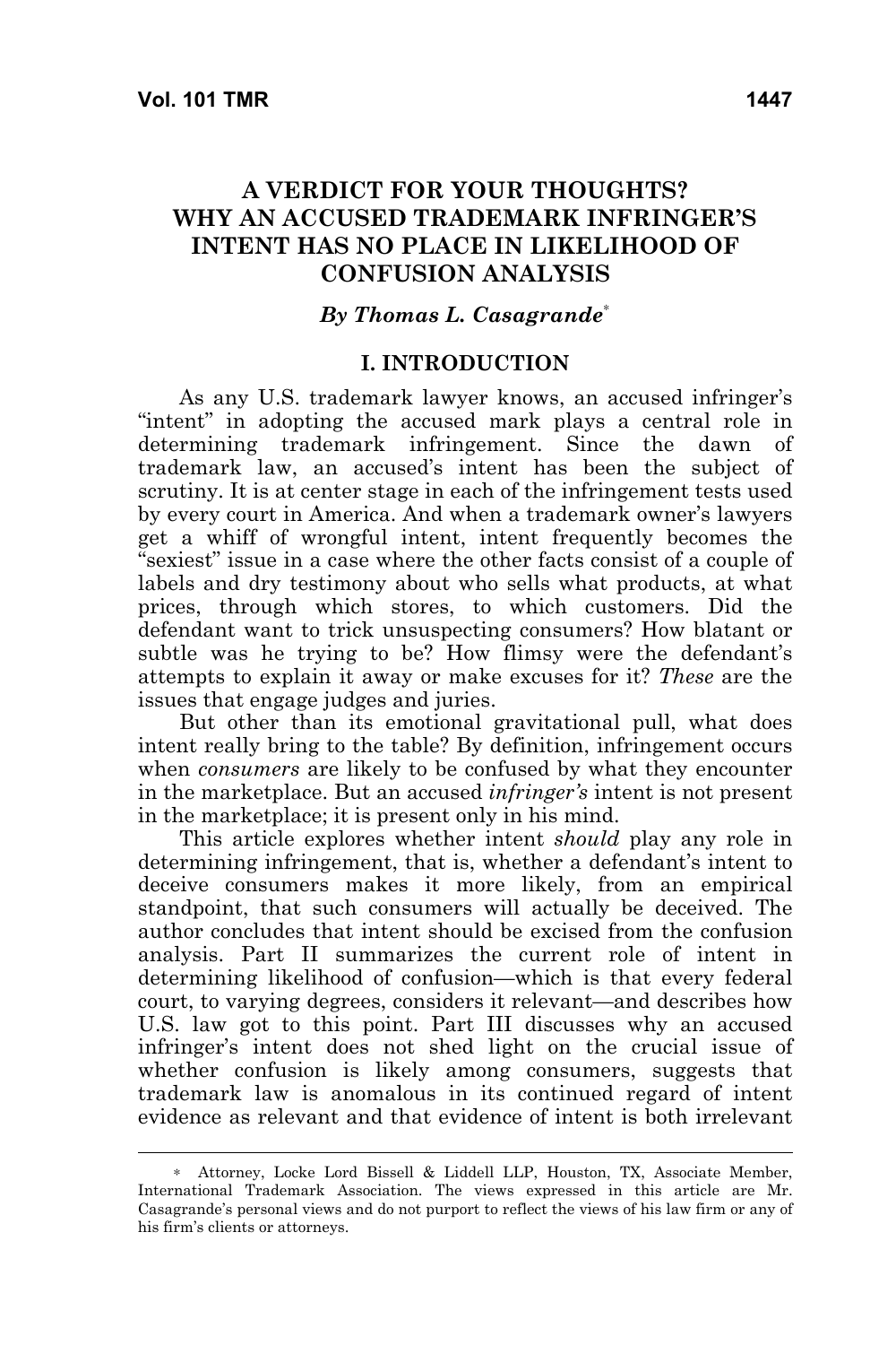# A VERDICT FOR YOUR THOUGHTS? WHY AN ACCUSED TRADEMARK INFRINGER'S INTENT HAS NO PLACE IN LIKELIHOOD OF CONFUSION ANALYSIS

***By Thomas L. Casagrande*** [*]

## I. INTRODUCTION

As any U.S. trademark lawyer knows, an accused infringer's "intent" in adopting the accused mark plays a central role in determining trademark infringement. Since the dawn of trademark law, an accused's intent has been the subject of scrutiny. It is at center stage in each of the infringement tests used by every court in America. And when a trademark owner's lawyers get a whiff of wrongful intent, intent frequently becomes the "sexiest" issue in a case where the other facts consist of a couple of labels and dry testimony about who sells what products, at what prices, through which stores, to which customers. Did the defendant want to trick unsuspecting consumers? How blatant or subtle was he trying to be? How flimsy were the defendant's attempts to explain it away or make excuses for it? *These* are the issues that engage judges and juries.

But other than its emotional gravitational pull, what does intent really bring to the table? By definition, infringement occurs when *consumers* are likely to be confused by what they encounter in the marketplace. But an accused *infringer's* intent is not present in the marketplace; it is present only in his mind.

This article explores whether intent *should* play any role in determining infringement, that is, whether a defendant's intent to deceive consumers makes it more likely, from an empirical standpoint, that such consumers will actually be deceived. The author concludes that intent should be excised from the confusion analysis. Part II summarizes the current role of intent in determining likelihood of confusion—which is that every federal court, to varying degrees, considers it relevant—and describes how U.S. law got to this point. Part III discusses why an accused infringer's intent does not shed light on the crucial issue of whether confusion is likely among consumers, suggests that trademark law is anomalous in its continued regard of intent evidence as relevant and that evidence of intent is both irrelevant

---

[*] Attorney, Locke Lord Bissell & Liddell LLP, Houston, TX, Associate Member, International Trademark Association. The views expressed in this article are Mr. Casagrande's personal views and do not purport to reflect the views of his law firm or any of his firm's clients or attorneys.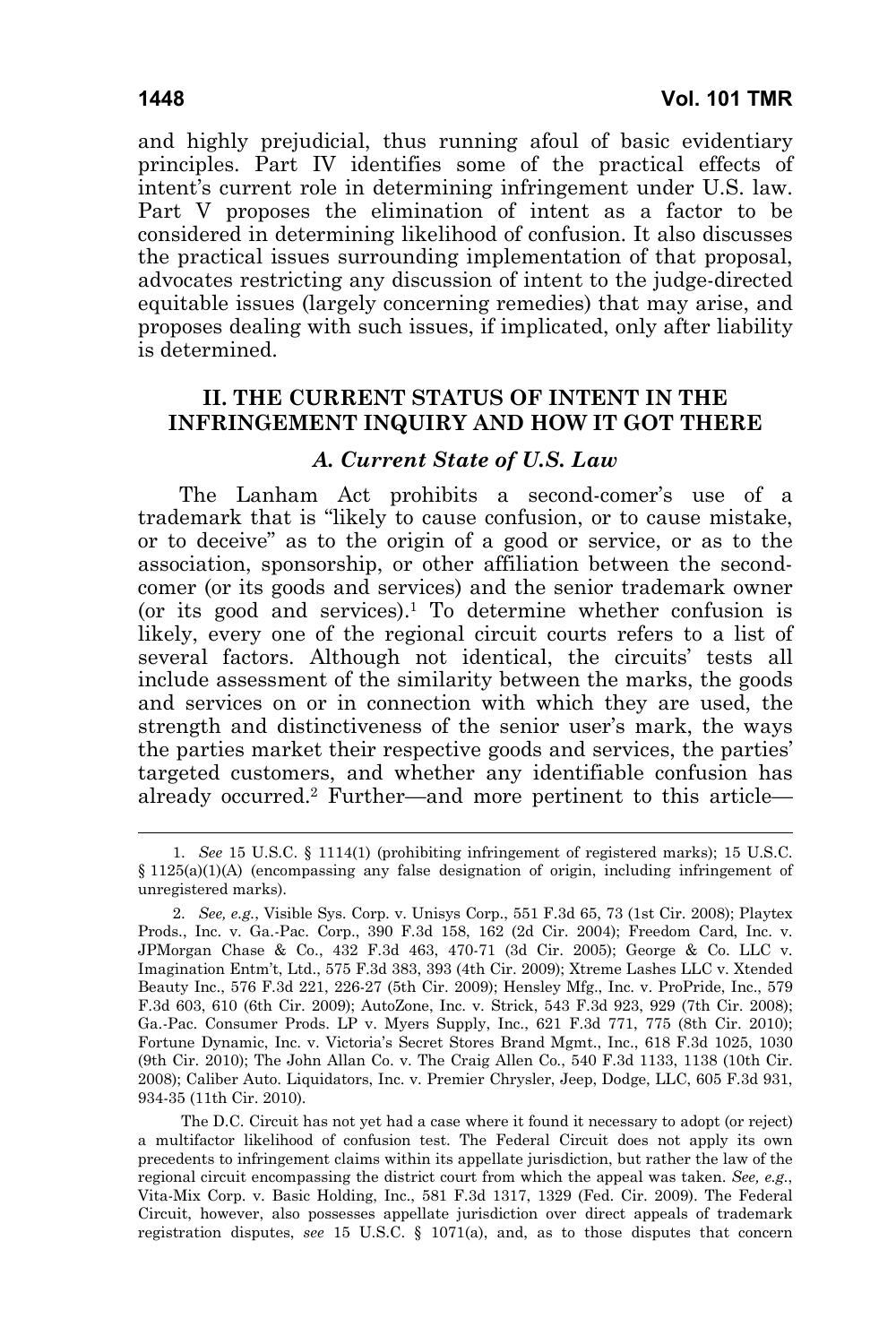and highly prejudicial, thus running afoul of basic evidentiary principles. Part IV identifies some of the practical effects of intent's current role in determining infringement under U.S. law. Part V proposes the elimination of intent as a factor to be considered in determining likelihood of confusion. It also discusses the practical issues surrounding implementation of that proposal, advocates restricting any discussion of intent to the judge-directed equitable issues (largely concerning remedies) that may arise, and proposes dealing with such issues, if implicated, only after liability is determined.

## II. THE CURRENT STATUS OF INTENT IN THE INFRINGEMENT INQUIRY AND HOW IT GOT THERE

### *A. Current State of U.S. Law*

The Lanham Act prohibits a second-comer's use of a trademark that is "likely to cause confusion, or to cause mistake, or to deceive" as to the origin of a good or service, or as to the association, sponsorship, or other affiliation between the second-comer (or its goods and services) and the senior trademark owner (or its good and services).[1] To determine whether confusion is likely, every one of the regional circuit courts refers to a list of several factors. Although not identical, the circuits' tests all include assessment of the similarity between the marks, the goods and services on or in connection with which they are used, the strength and distinctiveness of the senior user's mark, the ways the parties market their respective goods and services, the parties' targeted customers, and whether any identifiable confusion has already occurred.[2] Further—and more pertinent to this article—

---

1. *See* 15 U.S.C. § 1114(1) (prohibiting infringement of registered marks); 15 U.S.C. § 1125(a)(1)(A) (encompassing any false designation of origin, including infringement of unregistered marks).

2. *See, e.g.*, Visible Sys. Corp. v. Unisys Corp., 551 F.3d 65, 73 (1st Cir. 2008); Playtex Prods., Inc. v. Ga.-Pac. Corp., 390 F.3d 158, 162 (2d Cir. 2004); Freedom Card, Inc. v. JPMorgan Chase & Co., 432 F.3d 463, 470-71 (3d Cir. 2005); George & Co. LLC v. Imagination Entm't, Ltd., 575 F.3d 383, 393 (4th Cir. 2009); Xtreme Lashes LLC v. Xtended Beauty Inc., 576 F.3d 221, 226-27 (5th Cir. 2009); Hensley Mfg., Inc. v. ProPride, Inc., 579 F.3d 603, 610 (6th Cir. 2009); AutoZone, Inc. v. Strick, 543 F.3d 923, 929 (7th Cir. 2008); Ga.-Pac. Consumer Prods. LP v. Myers Supply, Inc., 621 F.3d 771, 775 (8th Cir. 2010); Fortune Dynamic, Inc. v. Victoria's Secret Stores Brand Mgmt., Inc., 618 F.3d 1025, 1030 (9th Cir. 2010); The John Allan Co. v. The Craig Allen Co., 540 F.3d 1133, 1138 (10th Cir. 2008); Caliber Auto. Liquidators, Inc. v. Premier Chrysler, Jeep, Dodge, LLC, 605 F.3d 931, 934-35 (11th Cir. 2010).

The D.C. Circuit has not yet had a case where it found it necessary to adopt (or reject) a multifactor likelihood of confusion test. The Federal Circuit does not apply its own precedents to infringement claims within its appellate jurisdiction, but rather the law of the regional circuit encompassing the district court from which the appeal was taken. *See, e.g.*, Vita-Mix Corp. v. Basic Holding, Inc., 581 F.3d 1317, 1329 (Fed. Cir. 2009). The Federal Circuit, however, also possesses appellate jurisdiction over direct appeals of trademark registration disputes, *see* 15 U.S.C. § 1071(a), and, as to those disputes that concern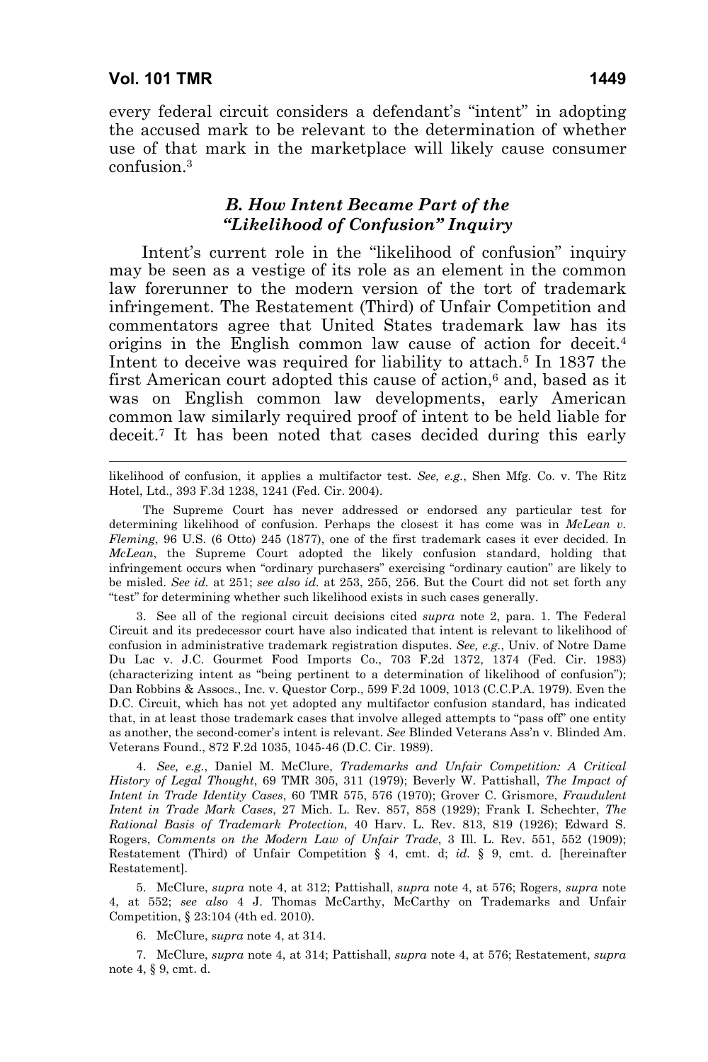every federal circuit considers a defendant's "intent" in adopting the accused mark to be relevant to the determination of whether use of that mark in the marketplace will likely cause consumer confusion.[3]

### *B. How Intent Became Part of the "Likelihood of Confusion" Inquiry*

Intent's current role in the "likelihood of confusion" inquiry may be seen as a vestige of its role as an element in the common law forerunner to the modern version of the tort of trademark infringement. The Restatement (Third) of Unfair Competition and commentators agree that United States trademark law has its origins in the English common law cause of action for deceit.[4] Intent to deceive was required for liability to attach.[5] In 1837 the first American court adopted this cause of action,[6] and, based as it was on English common law developments, early American common law similarly required proof of intent to be held liable for deceit.[7] It has been noted that cases decided during this early

---

likelihood of confusion, it applies a multifactor test. *See, e.g.*, Shen Mfg. Co. v. The Ritz Hotel, Ltd., 393 F.3d 1238, 1241 (Fed. Cir. 2004).

The Supreme Court has never addressed or endorsed any particular test for determining likelihood of confusion. Perhaps the closest it has come was in *McLean v. Fleming*, 96 U.S. (6 Otto) 245 (1877), one of the first trademark cases it ever decided. In *McLean*, the Supreme Court adopted the likely confusion standard, holding that infringement occurs when "ordinary purchasers" exercising "ordinary caution" are likely to be misled. *See id.* at 251; *see also id.* at 253, 255, 256. But the Court did not set forth any "test" for determining whether such likelihood exists in such cases generally.

3. See all of the regional circuit decisions cited *supra* note 2, para. 1. The Federal Circuit and its predecessor court have also indicated that intent is relevant to likelihood of confusion in administrative trademark registration disputes. *See, e.g.*, Univ. of Notre Dame Du Lac v. J.C. Gourmet Food Imports Co., 703 F.2d 1372, 1374 (Fed. Cir. 1983) (characterizing intent as "being pertinent to a determination of likelihood of confusion"); Dan Robbins & Assocs., Inc. v. Questor Corp., 599 F.2d 1009, 1013 (C.C.P.A. 1979). Even the D.C. Circuit, which has not yet adopted any multifactor confusion standard, has indicated that, in at least those trademark cases that involve alleged attempts to "pass off" one entity as another, the second-comer's intent is relevant. *See* Blinded Veterans Ass'n v. Blinded Am. Veterans Found., 872 F.2d 1035, 1045-46 (D.C. Cir. 1989).

4. *See, e.g.*, Daniel M. McClure, *Trademarks and Unfair Competition: A Critical History of Legal Thought*, 69 TMR 305, 311 (1979); Beverly W. Pattishall, *The Impact of Intent in Trade Identity Cases*, 60 TMR 575, 576 (1970); Grover C. Grismore, *Fraudulent Intent in Trade Mark Cases*, 27 Mich. L. Rev. 857, 858 (1929); Frank I. Schechter, *The Rational Basis of Trademark Protection*, 40 Harv. L. Rev. 813, 819 (1926); Edward S. Rogers, *Comments on the Modern Law of Unfair Trade*, 3 Ill. L. Rev. 551, 552 (1909); Restatement (Third) of Unfair Competition § 4, cmt. d; *id.* § 9, cmt. d. [hereinafter Restatement].

5. McClure, *supra* note 4, at 312; Pattishall, *supra* note 4, at 576; Rogers, *supra* note 4, at 552; *see also* 4 J. Thomas McCarthy, McCarthy on Trademarks and Unfair Competition, § 23:104 (4th ed. 2010).

6. McClure, *supra* note 4, at 314.

7. McClure, *supra* note 4, at 314; Pattishall, *supra* note 4, at 576; Restatement, *supra* note 4, § 9, cmt. d.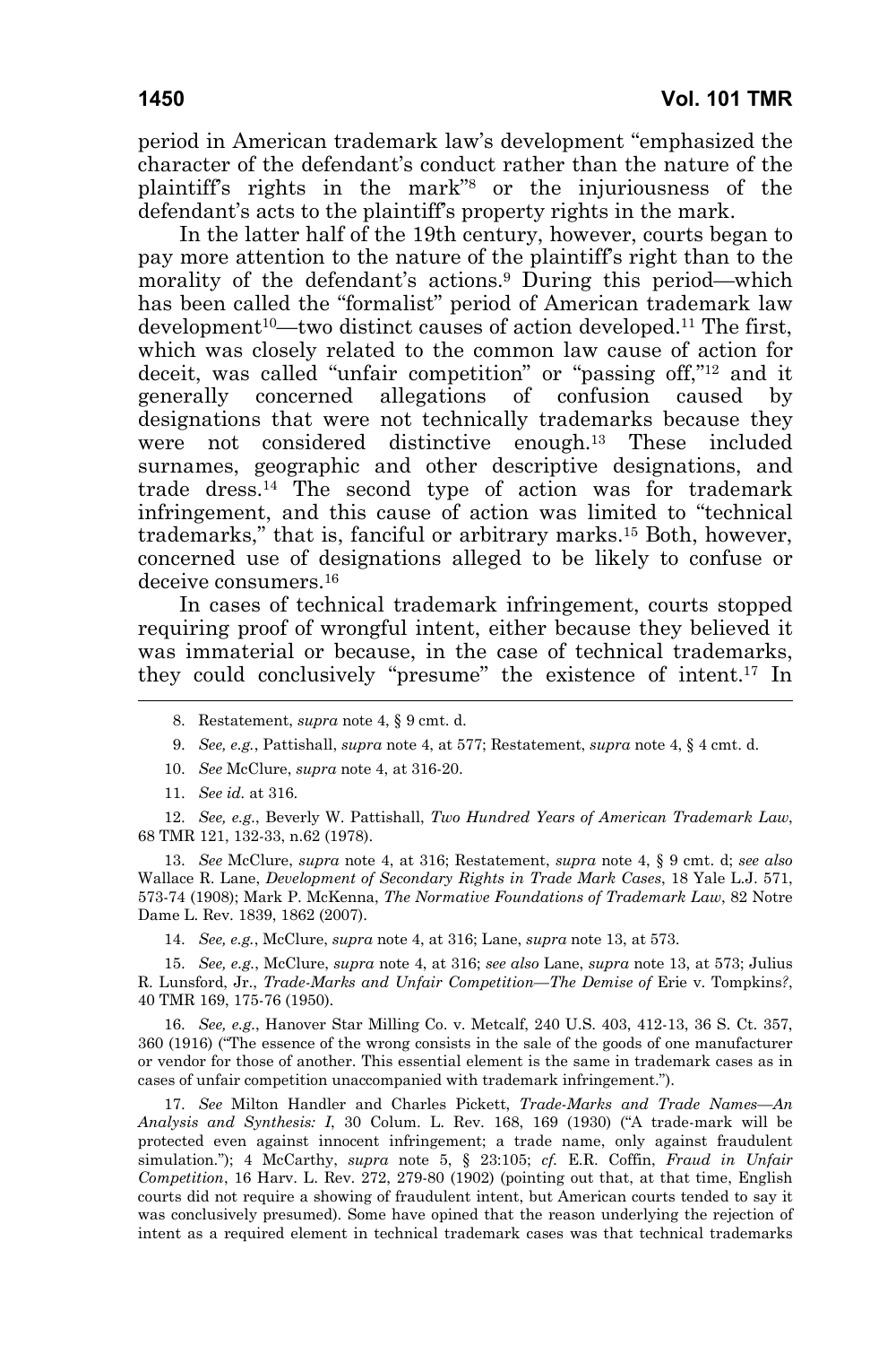period in American trademark law's development "emphasized the character of the defendant's conduct rather than the nature of the plaintiff's rights in the mark"[8] or the injuriousness of the defendant's acts to the plaintiff's property rights in the mark.

In the latter half of the 19th century, however, courts began to pay more attention to the nature of the plaintiff's right than to the morality of the defendant's actions.[9] During this period—which has been called the "formalist" period of American trademark law development[10]—two distinct causes of action developed.[11] The first, which was closely related to the common law cause of action for deceit, was called "unfair competition" or "passing off,"[12] and it generally concerned allegations of confusion caused by designations that were not technically trademarks because they were not considered distinctive enough.[13] These included surnames, geographic and other descriptive designations, and trade dress.[14] The second type of action was for trademark infringement, and this cause of action was limited to "technical trademarks," that is, fanciful or arbitrary marks.[15] Both, however, concerned use of designations alleged to be likely to confuse or deceive consumers.[16]

In cases of technical trademark infringement, courts stopped requiring proof of wrongful intent, either because they believed it was immaterial or because, in the case of technical trademarks, they could conclusively "presume" the existence of intent.[17] In

---

8. Restatement, *supra* note 4, § 9 cmt. d.

9. *See, e.g.*, Pattishall, *supra* note 4, at 577; Restatement, *supra* note 4, § 4 cmt. d.

10. *See* McClure, *supra* note 4, at 316-20.

11. *See id.* at 316.

12. *See, e.g.*, Beverly W. Pattishall, *Two Hundred Years of American Trademark Law*, 68 TMR 121, 132-33, n.62 (1978).

13. *See* McClure, *supra* note 4, at 316; Restatement, *supra* note 4, § 9 cmt. d; *see also* Wallace R. Lane, *Development of Secondary Rights in Trade Mark Cases*, 18 Yale L.J. 571, 573-74 (1908); Mark P. McKenna, *The Normative Foundations of Trademark Law*, 82 Notre Dame L. Rev. 1839, 1862 (2007).

14. *See, e.g.*, McClure, *supra* note 4, at 316; Lane, *supra* note 13, at 573.

15. *See, e.g.*, McClure, *supra* note 4, at 316; *see also* Lane, *supra* note 13, at 573; Julius R. Lunsford, Jr., *Trade-Marks and Unfair Competition—The Demise of* Erie v. Tompkins*?*, 40 TMR 169, 175-76 (1950).

16. *See, e.g.*, Hanover Star Milling Co. v. Metcalf, 240 U.S. 403, 412-13, 36 S. Ct. 357, 360 (1916) ("The essence of the wrong consists in the sale of the goods of one manufacturer or vendor for those of another. This essential element is the same in trademark cases as in cases of unfair competition unaccompanied with trademark infringement.").

17. *See* Milton Handler and Charles Pickett, *Trade-Marks and Trade Names—An Analysis and Synthesis: I*, 30 Colum. L. Rev. 168, 169 (1930) ("A trade-mark will be protected even against innocent infringement; a trade name, only against fraudulent simulation."); 4 McCarthy, *supra* note 5, § 23:105; *cf.* E.R. Coffin, *Fraud in Unfair Competition*, 16 Harv. L. Rev. 272, 279-80 (1902) (pointing out that, at that time, English courts did not require a showing of fraudulent intent, but American courts tended to say it was conclusively presumed). Some have opined that the reason underlying the rejection of intent as a required element in technical trademark cases was that technical trademarks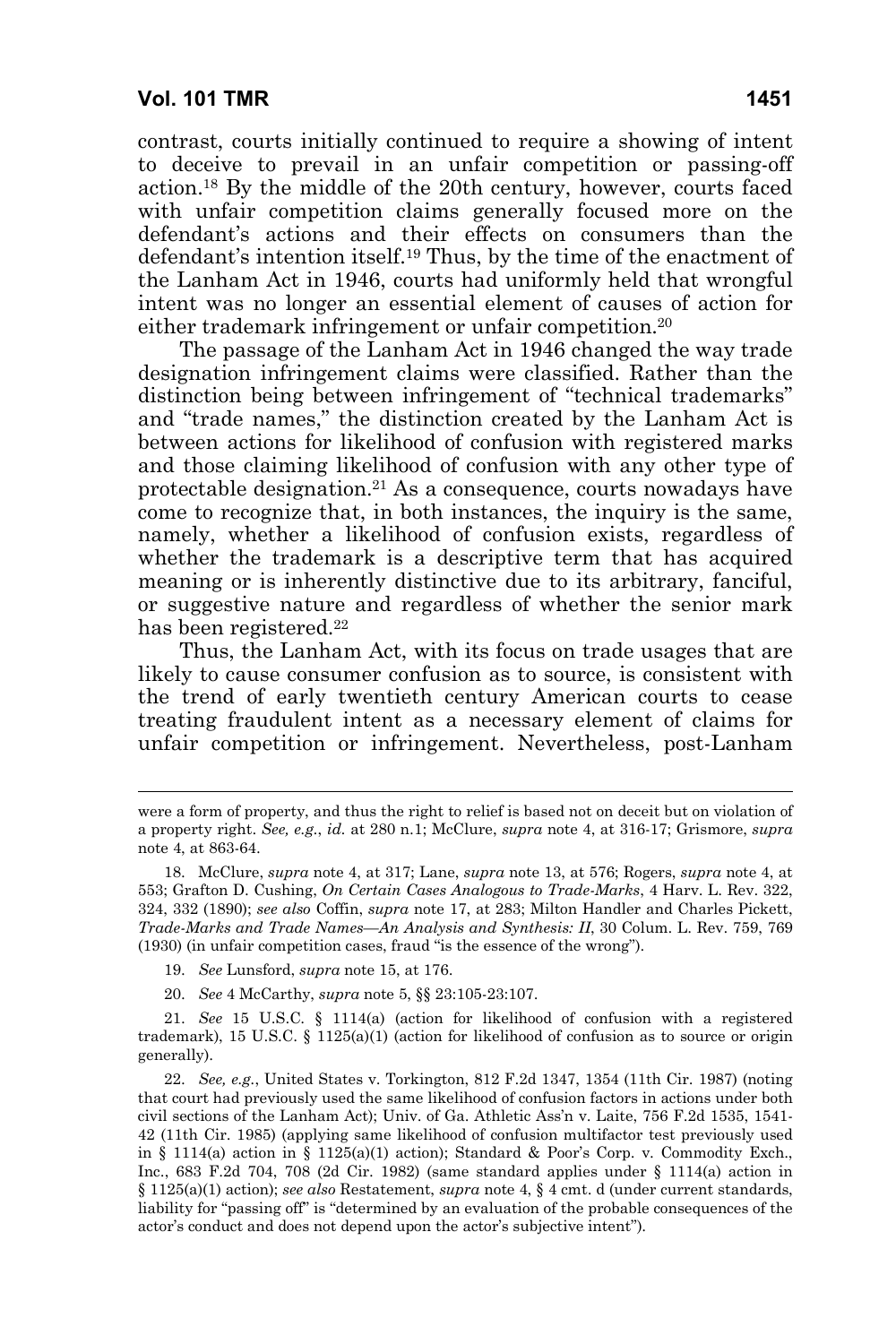contrast, courts initially continued to require a showing of intent to deceive to prevail in an unfair competition or passing-off action.[18] By the middle of the 20th century, however, courts faced with unfair competition claims generally focused more on the defendant's actions and their effects on consumers than the defendant's intention itself.[19] Thus, by the time of the enactment of the Lanham Act in 1946, courts had uniformly held that wrongful intent was no longer an essential element of causes of action for either trademark infringement or unfair competition.[20]

The passage of the Lanham Act in 1946 changed the way trade designation infringement claims were classified. Rather than the distinction being between infringement of "technical trademarks" and "trade names," the distinction created by the Lanham Act is between actions for likelihood of confusion with registered marks and those claiming likelihood of confusion with any other type of protectable designation.[21] As a consequence, courts nowadays have come to recognize that, in both instances, the inquiry is the same, namely, whether a likelihood of confusion exists, regardless of whether the trademark is a descriptive term that has acquired meaning or is inherently distinctive due to its arbitrary, fanciful, or suggestive nature and regardless of whether the senior mark has been registered.[22]

Thus, the Lanham Act, with its focus on trade usages that are likely to cause consumer confusion as to source, is consistent with the trend of early twentieth century American courts to cease treating fraudulent intent as a necessary element of claims for unfair competition or infringement. Nevertheless, post-Lanham

---

were a form of property, and thus the right to relief is based not on deceit but on violation of a property right. *See, e.g.*, *id.* at 280 n.1; McClure, *supra* note 4, at 316-17; Grismore, *supra* note 4, at 863-64.

18. McClure, *supra* note 4, at 317; Lane, *supra* note 13, at 576; Rogers, *supra* note 4, at 553; Grafton D. Cushing, *On Certain Cases Analogous to Trade-Marks*, 4 Harv. L. Rev. 322, 324, 332 (1890); *see also* Coffin, *supra* note 17, at 283; Milton Handler and Charles Pickett, *Trade-Marks and Trade Names—An Analysis and Synthesis: II*, 30 Colum. L. Rev. 759, 769 (1930) (in unfair competition cases, fraud "is the essence of the wrong").

19. *See* Lunsford, *supra* note 15, at 176.

20. *See* 4 McCarthy, *supra* note 5, §§ 23:105-23:107.

21. *See* 15 U.S.C. § 1114(a) (action for likelihood of confusion with a registered trademark), 15 U.S.C. § 1125(a)(1) (action for likelihood of confusion as to source or origin generally).

22. *See, e.g.*, United States v. Torkington, 812 F.2d 1347, 1354 (11th Cir. 1987) (noting that court had previously used the same likelihood of confusion factors in actions under both civil sections of the Lanham Act); Univ. of Ga. Athletic Ass'n v. Laite, 756 F.2d 1535, 1541-42 (11th Cir. 1985) (applying same likelihood of confusion multifactor test previously used in § 1114(a) action in § 1125(a)(1) action); Standard & Poor's Corp. v. Commodity Exch., Inc., 683 F.2d 704, 708 (2d Cir. 1982) (same standard applies under § 1114(a) action in § 1125(a)(1) action); *see also* Restatement, *supra* note 4, § 4 cmt. d (under current standards, liability for "passing off" is "determined by an evaluation of the probable consequences of the actor's conduct and does not depend upon the actor's subjective intent").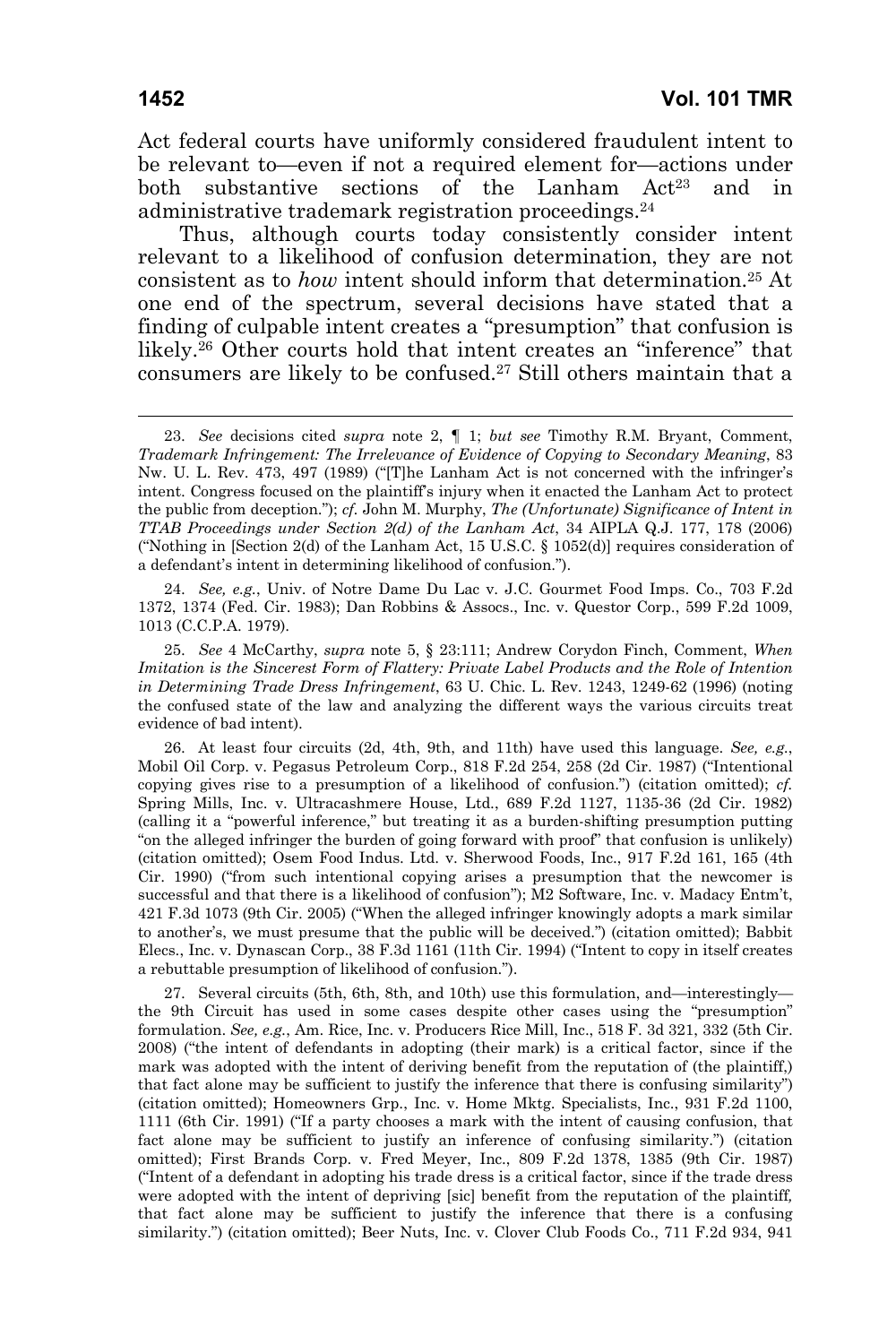Act federal courts have uniformly considered fraudulent intent to be relevant to—even if not a required element for—actions under both substantive sections of the Lanham Act[23] and in administrative trademark registration proceedings.[24]

Thus, although courts today consistently consider intent relevant to a likelihood of confusion determination, they are not consistent as to *how* intent should inform that determination.[25] At one end of the spectrum, several decisions have stated that a finding of culpable intent creates a "presumption" that confusion is likely.[26] Other courts hold that intent creates an "inference" that consumers are likely to be confused.[27] Still others maintain that a

---

23. *See* decisions cited *supra* note 2, ¶ 1; *but see* Timothy R.M. Bryant, Comment, *Trademark Infringement: The Irrelevance of Evidence of Copying to Secondary Meaning*, 83 Nw. U. L. Rev. 473, 497 (1989) ("[T]he Lanham Act is not concerned with the infringer's intent. Congress focused on the plaintiff's injury when it enacted the Lanham Act to protect the public from deception."); *cf.* John M. Murphy, *The (Unfortunate) Significance of Intent in TTAB Proceedings under Section 2(d) of the Lanham Act*, 34 AIPLA Q.J. 177, 178 (2006) ("Nothing in [Section 2(d) of the Lanham Act, 15 U.S.C. § 1052(d)] requires consideration of a defendant's intent in determining likelihood of confusion.").

24. *See, e.g.*, Univ. of Notre Dame Du Lac v. J.C. Gourmet Food Imps. Co., 703 F.2d 1372, 1374 (Fed. Cir. 1983); Dan Robbins & Assocs., Inc. v. Questor Corp., 599 F.2d 1009, 1013 (C.C.P.A. 1979).

25. *See* 4 McCarthy, *supra* note 5, § 23:111; Andrew Corydon Finch, Comment, *When Imitation is the Sincerest Form of Flattery: Private Label Products and the Role of Intention in Determining Trade Dress Infringement*, 63 U. Chic. L. Rev. 1243, 1249-62 (1996) (noting the confused state of the law and analyzing the different ways the various circuits treat evidence of bad intent).

26. At least four circuits (2d, 4th, 9th, and 11th) have used this language. *See, e.g.*, Mobil Oil Corp. v. Pegasus Petroleum Corp., 818 F.2d 254, 258 (2d Cir. 1987) ("Intentional copying gives rise to a presumption of a likelihood of confusion.") (citation omitted); *cf.* Spring Mills, Inc. v. Ultracashmere House, Ltd., 689 F.2d 1127, 1135-36 (2d Cir. 1982) (calling it a "powerful inference," but treating it as a burden-shifting presumption putting "on the alleged infringer the burden of going forward with proof" that confusion is unlikely) (citation omitted); Osem Food Indus. Ltd. v. Sherwood Foods, Inc., 917 F.2d 161, 165 (4th Cir. 1990) ("from such intentional copying arises a presumption that the newcomer is successful and that there is a likelihood of confusion"); M2 Software, Inc. v. Madacy Entm't, 421 F.3d 1073 (9th Cir. 2005) ("When the alleged infringer knowingly adopts a mark similar to another's, we must presume that the public will be deceived.") (citation omitted); Babbit Elecs., Inc. v. Dynascan Corp., 38 F.3d 1161 (11th Cir. 1994) ("Intent to copy in itself creates a rebuttable presumption of likelihood of confusion.").

27. Several circuits (5th, 6th, 8th, and 10th) use this formulation, and—interestingly—the 9th Circuit has used in some cases despite other cases using the "presumption" formulation. *See, e.g.*, Am. Rice, Inc. v. Producers Rice Mill, Inc., 518 F. 3d 321, 332 (5th Cir. 2008) ("the intent of defendants in adopting (their mark) is a critical factor, since if the mark was adopted with the intent of deriving benefit from the reputation of (the plaintiff,) that fact alone may be sufficient to justify the inference that there is confusing similarity") (citation omitted); Homeowners Grp., Inc. v. Home Mktg. Specialists, Inc., 931 F.2d 1100, 1111 (6th Cir. 1991) ("If a party chooses a mark with the intent of causing confusion, that fact alone may be sufficient to justify an inference of confusing similarity.") (citation omitted); First Brands Corp. v. Fred Meyer, Inc., 809 F.2d 1378, 1385 (9th Cir. 1987) ("Intent of a defendant in adopting his trade dress is a critical factor, since if the trade dress were adopted with the intent of depriving [sic] benefit from the reputation of the plaintiff, that fact alone may be sufficient to justify the inference that there is a confusing similarity.") (citation omitted); Beer Nuts, Inc. v. Clover Club Foods Co., 711 F.2d 934, 941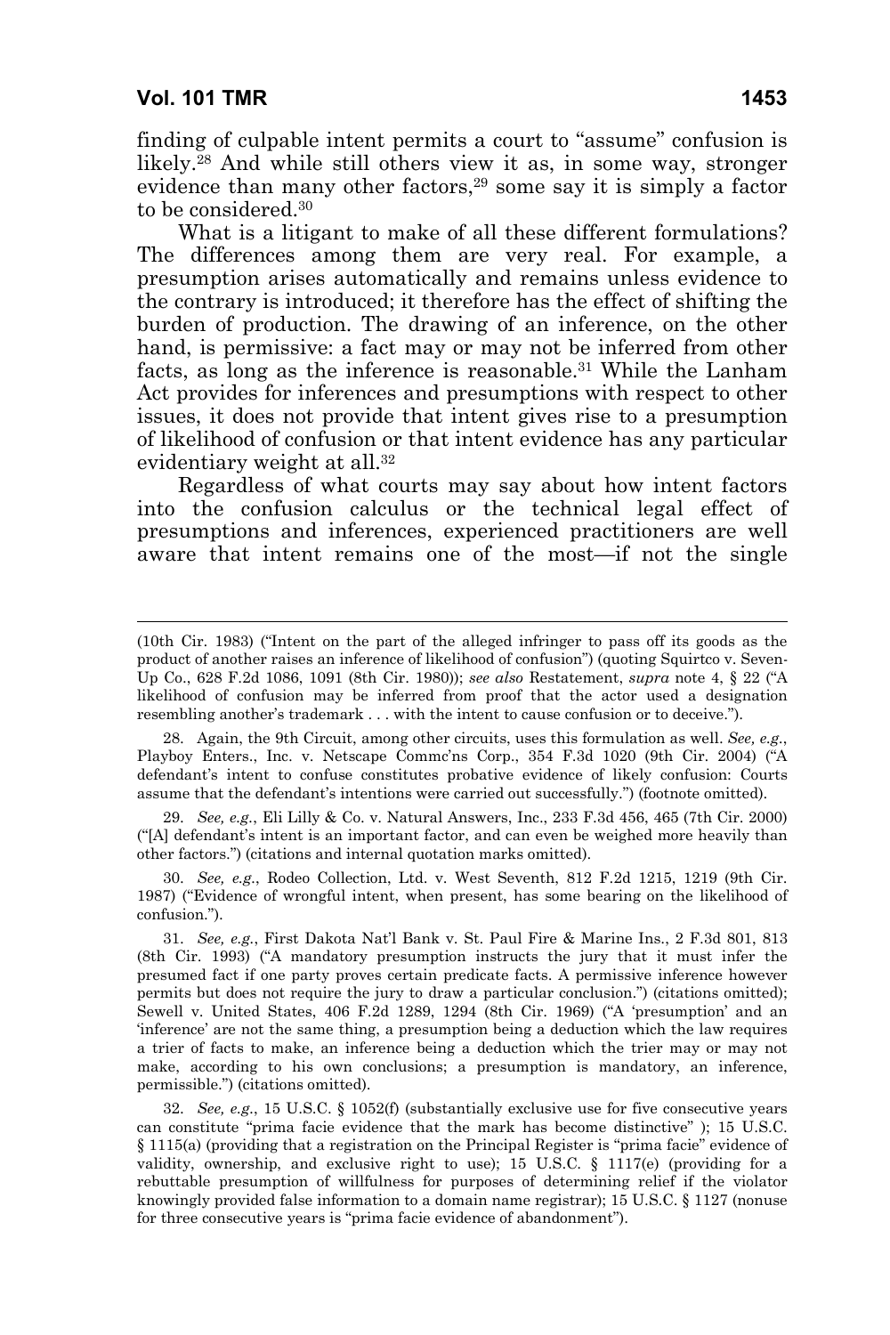finding of culpable intent permits a court to "assume" confusion is likely.[28] And while still others view it as, in some way, stronger evidence than many other factors,[29] some say it is simply a factor to be considered.[30]

What is a litigant to make of all these different formulations? The differences among them are very real. For example, a presumption arises automatically and remains unless evidence to the contrary is introduced; it therefore has the effect of shifting the burden of production. The drawing of an inference, on the other hand, is permissive: a fact may or may not be inferred from other facts, as long as the inference is reasonable.[31] While the Lanham Act provides for inferences and presumptions with respect to other issues, it does not provide that intent gives rise to a presumption of likelihood of confusion or that intent evidence has any particular evidentiary weight at all.[32]

Regardless of what courts may say about how intent factors into the confusion calculus or the technical legal effect of presumptions and inferences, experienced practitioners are well aware that intent remains one of the most—if not the single

---

(10th Cir. 1983) ("Intent on the part of the alleged infringer to pass off its goods as the product of another raises an inference of likelihood of confusion") (quoting Squirtco v. Seven-Up Co., 628 F.2d 1086, 1091 (8th Cir. 1980)); *see also* Restatement, *supra* note 4, § 22 ("A likelihood of confusion may be inferred from proof that the actor used a designation resembling another's trademark . . . with the intent to cause confusion or to deceive.").

28. Again, the 9th Circuit, among other circuits, uses this formulation as well. *See, e.g.*, Playboy Enters., Inc. v. Netscape Commc'ns Corp., 354 F.3d 1020 (9th Cir. 2004) ("A defendant's intent to confuse constitutes probative evidence of likely confusion: Courts assume that the defendant's intentions were carried out successfully.") (footnote omitted).

29. *See, e.g.*, Eli Lilly & Co. v. Natural Answers, Inc., 233 F.3d 456, 465 (7th Cir. 2000) ("[A] defendant's intent is an important factor, and can even be weighed more heavily than other factors.") (citations and internal quotation marks omitted).

30. *See, e.g.*, Rodeo Collection, Ltd. v. West Seventh, 812 F.2d 1215, 1219 (9th Cir. 1987) ("Evidence of wrongful intent, when present, has some bearing on the likelihood of confusion.").

31. *See, e.g.*, First Dakota Nat'l Bank v. St. Paul Fire & Marine Ins., 2 F.3d 801, 813 (8th Cir. 1993) ("A mandatory presumption instructs the jury that it must infer the presumed fact if one party proves certain predicate facts. A permissive inference however permits but does not require the jury to draw a particular conclusion.") (citations omitted); Sewell v. United States, 406 F.2d 1289, 1294 (8th Cir. 1969) ("A 'presumption' and an 'inference' are not the same thing, a presumption being a deduction which the law requires a trier of facts to make, an inference being a deduction which the trier may or may not make, according to his own conclusions; a presumption is mandatory, an inference, permissible.") (citations omitted).

32. *See, e.g.*, 15 U.S.C. § 1052(f) (substantially exclusive use for five consecutive years can constitute "prima facie evidence that the mark has become distinctive" ); 15 U.S.C. § 1115(a) (providing that a registration on the Principal Register is "prima facie" evidence of validity, ownership, and exclusive right to use); 15 U.S.C. § 1117(e) (providing for a rebuttable presumption of willfulness for purposes of determining relief if the violator knowingly provided false information to a domain name registrar); 15 U.S.C. § 1127 (nonuse for three consecutive years is "prima facie evidence of abandonment").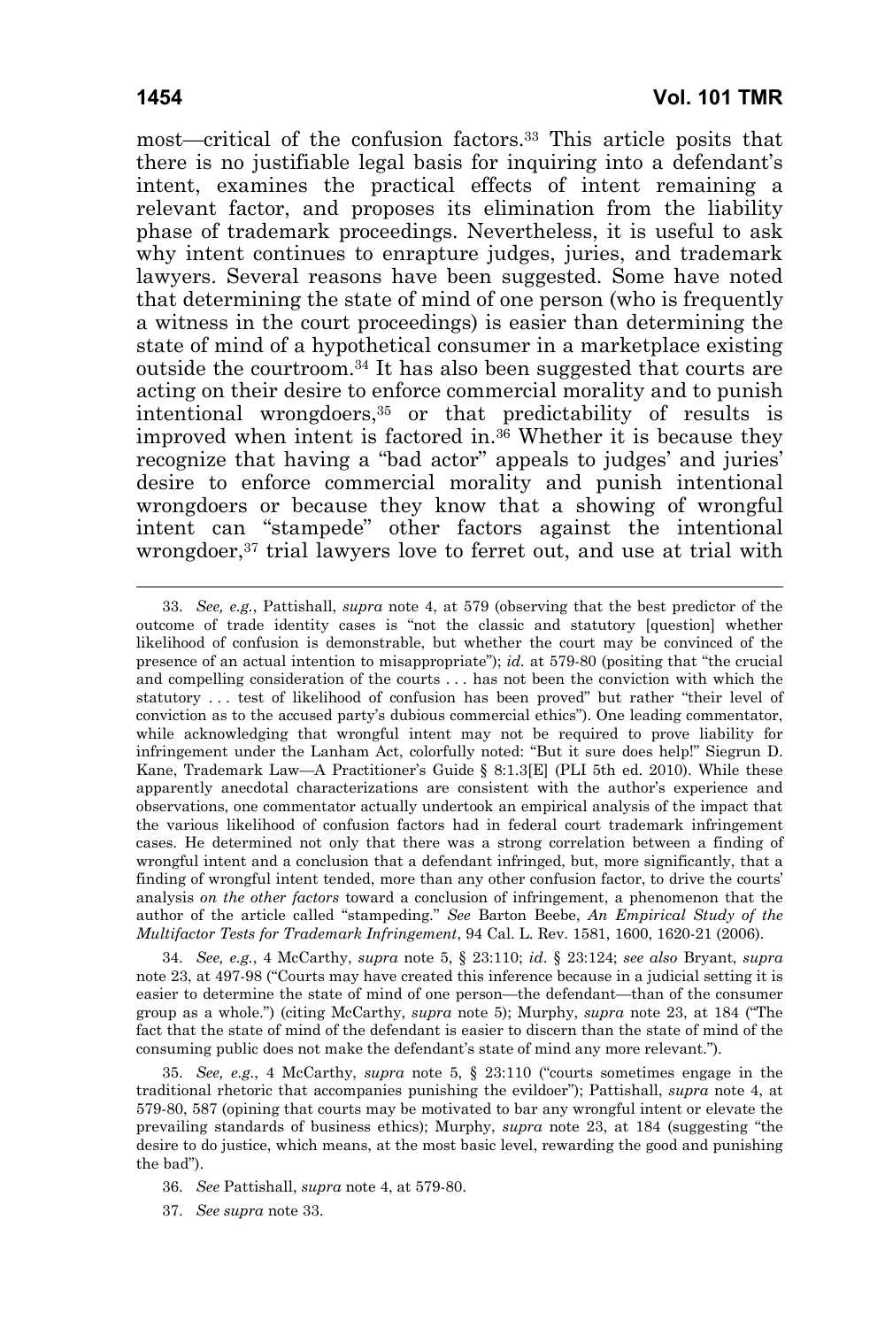most—critical of the confusion factors.[33] This article posits that there is no justifiable legal basis for inquiring into a defendant's intent, examines the practical effects of intent remaining a relevant factor, and proposes its elimination from the liability phase of trademark proceedings. Nevertheless, it is useful to ask why intent continues to enrapture judges, juries, and trademark lawyers. Several reasons have been suggested. Some have noted that determining the state of mind of one person (who is frequently a witness in the court proceedings) is easier than determining the state of mind of a hypothetical consumer in a marketplace existing outside the courtroom.[34] It has also been suggested that courts are acting on their desire to enforce commercial morality and to punish intentional wrongdoers,[35] or that predictability of results is improved when intent is factored in.[36] Whether it is because they recognize that having a "bad actor" appeals to judges' and juries' desire to enforce commercial morality and punish intentional wrongdoers or because they know that a showing of wrongful intent can "stampede" other factors against the intentional wrongdoer,[37] trial lawyers love to ferret out, and use at trial with

---

33. *See, e.g.*, Pattishall, *supra* note 4, at 579 (observing that the best predictor of the outcome of trade identity cases is "not the classic and statutory [question] whether likelihood of confusion is demonstrable, but whether the court may be convinced of the presence of an actual intention to misappropriate"); *id.* at 579-80 (positing that "the crucial and compelling consideration of the courts . . . has not been the conviction with which the statutory . . . test of likelihood of confusion has been proved" but rather "their level of conviction as to the accused party's dubious commercial ethics"). One leading commentator, while acknowledging that wrongful intent may not be required to prove liability for infringement under the Lanham Act, colorfully noted: "But it sure does help!" Siegrun D. Kane, Trademark Law—A Practitioner's Guide § 8:1.3[E] (PLI 5th ed. 2010). While these apparently anecdotal characterizations are consistent with the author's experience and observations, one commentator actually undertook an empirical analysis of the impact that the various likelihood of confusion factors had in federal court trademark infringement cases. He determined not only that there was a strong correlation between a finding of wrongful intent and a conclusion that a defendant infringed, but, more significantly, that a finding of wrongful intent tended, more than any other confusion factor, to drive the courts' analysis *on the other factors* toward a conclusion of infringement, a phenomenon that the author of the article called "stampeding." *See* Barton Beebe, *An Empirical Study of the Multifactor Tests for Trademark Infringement*, 94 Cal. L. Rev. 1581, 1600, 1620-21 (2006).

34. *See, e.g.*, 4 McCarthy, *supra* note 5, § 23:110; *id.* § 23:124; *see also* Bryant, *supra* note 23, at 497-98 ("Courts may have created this inference because in a judicial setting it is easier to determine the state of mind of one person—the defendant—than of the consumer group as a whole.") (citing McCarthy, *supra* note 5); Murphy, *supra* note 23, at 184 ("The fact that the state of mind of the defendant is easier to discern than the state of mind of the consuming public does not make the defendant's state of mind any more relevant.").

35. *See, e.g.*, 4 McCarthy, *supra* note 5, § 23:110 ("courts sometimes engage in the traditional rhetoric that accompanies punishing the evildoer"); Pattishall, *supra* note 4, at 579-80, 587 (opining that courts may be motivated to bar any wrongful intent or elevate the prevailing standards of business ethics); Murphy, *supra* note 23, at 184 (suggesting "the desire to do justice, which means, at the most basic level, rewarding the good and punishing the bad").

36. *See* Pattishall, *supra* note 4, at 579-80.

37. *See supra* note 33.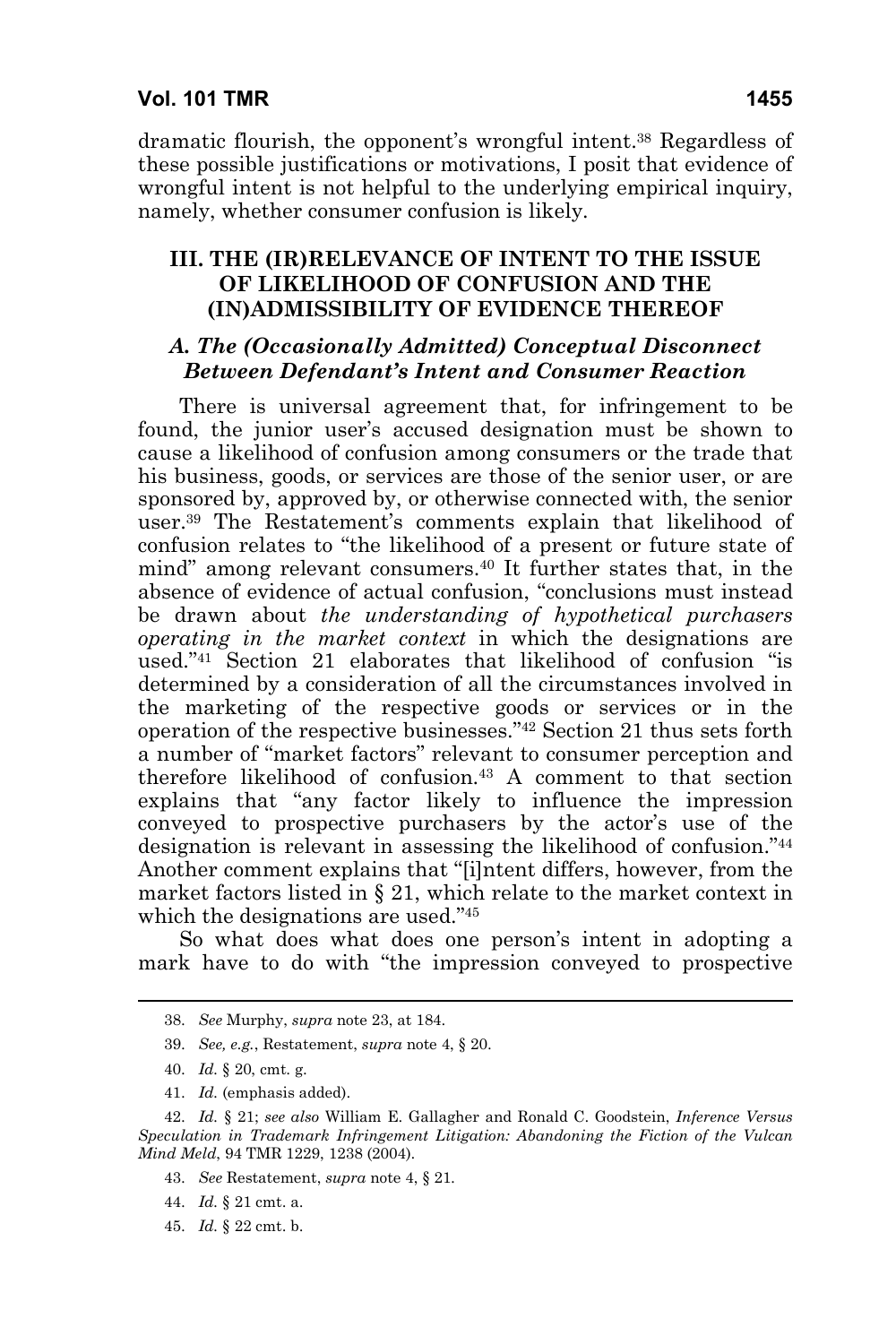dramatic flourish, the opponent's wrongful intent.[38] Regardless of these possible justifications or motivations, I posit that evidence of wrongful intent is not helpful to the underlying empirical inquiry, namely, whether consumer confusion is likely.

## III. THE (IR)RELEVANCE OF INTENT TO THE ISSUE OF LIKELIHOOD OF CONFUSION AND THE (IN)ADMISSIBILITY OF EVIDENCE THEREOF

### *A. The (Occasionally Admitted) Conceptual Disconnect Between Defendant's Intent and Consumer Reaction*

There is universal agreement that, for infringement to be found, the junior user's accused designation must be shown to cause a likelihood of confusion among consumers or the trade that his business, goods, or services are those of the senior user, or are sponsored by, approved by, or otherwise connected with, the senior user.[39] The Restatement's comments explain that likelihood of confusion relates to "the likelihood of a present or future state of mind" among relevant consumers.[40] It further states that, in the absence of evidence of actual confusion, "conclusions must instead be drawn about *the understanding of hypothetical purchasers operating in the market context* in which the designations are used."[41] Section 21 elaborates that likelihood of confusion "is determined by a consideration of all the circumstances involved in the marketing of the respective goods or services or in the operation of the respective businesses."[42] Section 21 thus sets forth a number of "market factors" relevant to consumer perception and therefore likelihood of confusion.[43] A comment to that section explains that "any factor likely to influence the impression conveyed to prospective purchasers by the actor's use of the designation is relevant in assessing the likelihood of confusion."[44] Another comment explains that "[i]ntent differs, however, from the market factors listed in § 21, which relate to the market context in which the designations are used."[45]

So what does what does one person's intent in adopting a mark have to do with "the impression conveyed to prospective

---

38. *See* Murphy, *supra* note 23, at 184.

39. *See, e.g.*, Restatement, *supra* note 4, § 20.

40. *Id.* § 20, cmt. g.

41. *Id.* (emphasis added).

42. *Id.* § 21; *see also* William E. Gallagher and Ronald C. Goodstein, *Inference Versus Speculation in Trademark Infringement Litigation: Abandoning the Fiction of the Vulcan Mind Meld*, 94 TMR 1229, 1238 (2004).

43. *See* Restatement, *supra* note 4, § 21.

44. *Id.* § 21 cmt. a.

45. *Id.* § 22 cmt. b.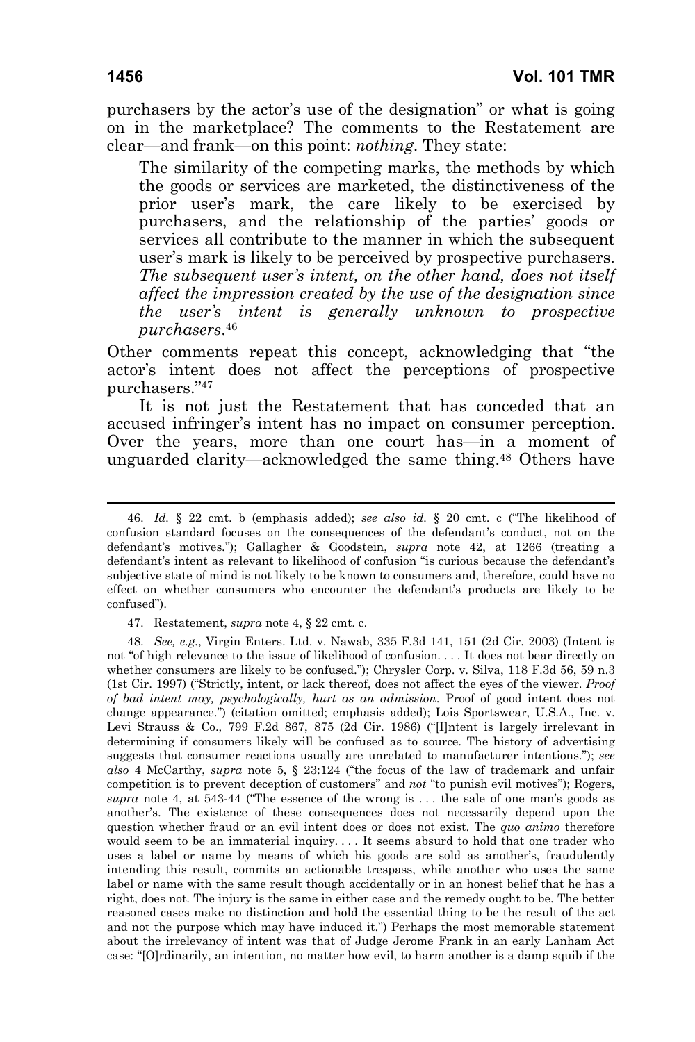purchasers by the actor's use of the designation" or what is going on in the marketplace? The comments to the Restatement are clear—and frank—on this point: *nothing*. They state:

> The similarity of the competing marks, the methods by which the goods or services are marketed, the distinctiveness of the prior user's mark, the care likely to be exercised by purchasers, and the relationship of the parties' goods or services all contribute to the manner in which the subsequent user's mark is likely to be perceived by prospective purchasers. *The subsequent user's intent, on the other hand, does not itself affect the impression created by the use of the designation since the user's intent is generally unknown to prospective purchasers*.[46]

Other comments repeat this concept, acknowledging that "the actor's intent does not affect the perceptions of prospective purchasers."[47]

It is not just the Restatement that has conceded that an accused infringer's intent has no impact on consumer perception. Over the years, more than one court has—in a moment of unguarded clarity—acknowledged the same thing.[48] Others have

---

46. *Id.* § 22 cmt. b (emphasis added); *see also id.* § 20 cmt. c ("The likelihood of confusion standard focuses on the consequences of the defendant's conduct, not on the defendant's motives."); Gallagher & Goodstein, *supra* note 42, at 1266 (treating a defendant's intent as relevant to likelihood of confusion "is curious because the defendant's subjective state of mind is not likely to be known to consumers and, therefore, could have no effect on whether consumers who encounter the defendant's products are likely to be confused").

47. Restatement, *supra* note 4, § 22 cmt. c.

48. *See, e.g.*, Virgin Enters. Ltd. v. Nawab, 335 F.3d 141, 151 (2d Cir. 2003) (Intent is not "of high relevance to the issue of likelihood of confusion. . . . It does not bear directly on whether consumers are likely to be confused."); Chrysler Corp. v. Silva, 118 F.3d 56, 59 n.3 (1st Cir. 1997) ("Strictly, intent, or lack thereof, does not affect the eyes of the viewer. *Proof of bad intent may, psychologically, hurt as an admission*. Proof of good intent does not change appearance.") (citation omitted; emphasis added); Lois Sportswear, U.S.A., Inc. v. Levi Strauss & Co., 799 F.2d 867, 875 (2d Cir. 1986) ("[I]ntent is largely irrelevant in determining if consumers likely will be confused as to source. The history of advertising suggests that consumer reactions usually are unrelated to manufacturer intentions."); *see also* 4 McCarthy, *supra* note 5, § 23:124 ("the focus of the law of trademark and unfair competition is to prevent deception of customers" and *not* "to punish evil motives"); Rogers, *supra* note 4, at 543-44 ("The essence of the wrong is . . . the sale of one man's goods as another's. The existence of these consequences does not necessarily depend upon the question whether fraud or an evil intent does or does not exist. The *quo animo* therefore would seem to be an immaterial inquiry. . . . It seems absurd to hold that one trader who uses a label or name by means of which his goods are sold as another's, fraudulently intending this result, commits an actionable trespass, while another who uses the same label or name with the same result though accidentally or in an honest belief that he has a right, does not. The injury is the same in either case and the remedy ought to be. The better reasoned cases make no distinction and hold the essential thing to be the result of the act and not the purpose which may have induced it.") Perhaps the most memorable statement about the irrelevancy of intent was that of Judge Jerome Frank in an early Lanham Act case: "[O]rdinarily, an intention, no matter how evil, to harm another is a damp squib if the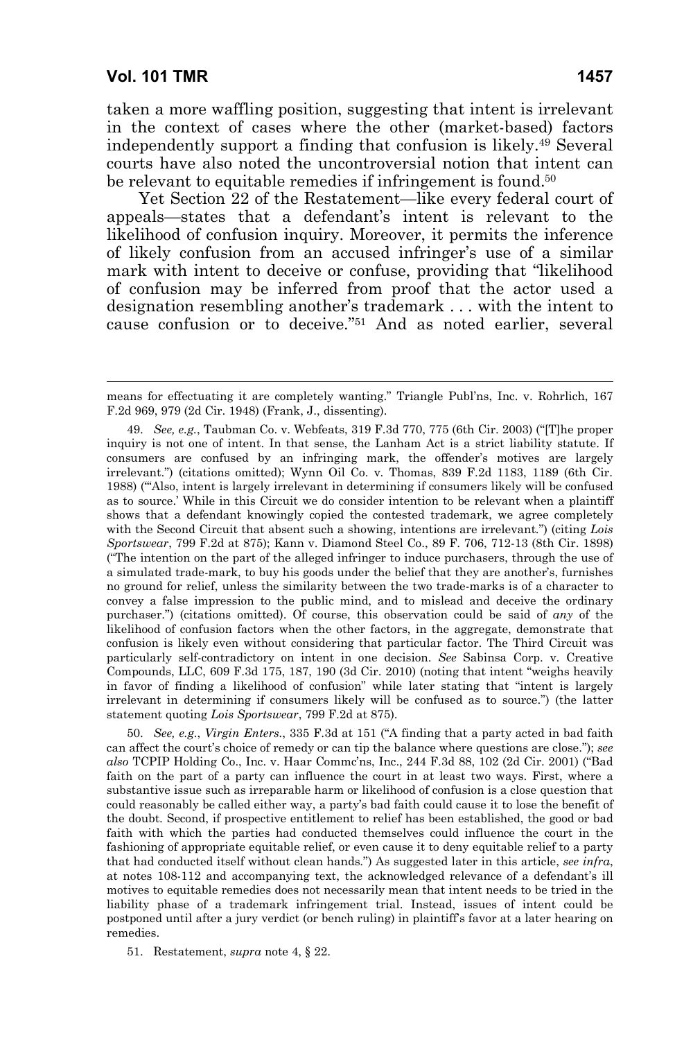taken a more waffling position, suggesting that intent is irrelevant in the context of cases where the other (market-based) factors independently support a finding that confusion is likely.[49] Several courts have also noted the uncontroversial notion that intent can be relevant to equitable remedies if infringement is found.[50]

Yet Section 22 of the Restatement—like every federal court of appeals—states that a defendant's intent is relevant to the likelihood of confusion inquiry. Moreover, it permits the inference of likely confusion from an accused infringer's use of a similar mark with intent to deceive or confuse, providing that "likelihood of confusion may be inferred from proof that the actor used a designation resembling another's trademark . . . with the intent to cause confusion or to deceive."[51] And as noted earlier, several

---

means for effectuating it are completely wanting." Triangle Publ'ns, Inc. v. Rohrlich, 167 F.2d 969, 979 (2d Cir. 1948) (Frank, J., dissenting).

49. *See, e.g.*, Taubman Co. v. Webfeats, 319 F.3d 770, 775 (6th Cir. 2003) ("[T]he proper inquiry is not one of intent. In that sense, the Lanham Act is a strict liability statute. If consumers are confused by an infringing mark, the offender's motives are largely irrelevant.") (citations omitted); Wynn Oil Co. v. Thomas, 839 F.2d 1183, 1189 (6th Cir. 1988) ("'Also, intent is largely irrelevant in determining if consumers likely will be confused as to source.' While in this Circuit we do consider intention to be relevant when a plaintiff shows that a defendant knowingly copied the contested trademark, we agree completely with the Second Circuit that absent such a showing, intentions are irrelevant.") (citing *Lois Sportswear*, 799 F.2d at 875); Kann v. Diamond Steel Co., 89 F. 706, 712-13 (8th Cir. 1898) ("The intention on the part of the alleged infringer to induce purchasers, through the use of a simulated trade-mark, to buy his goods under the belief that they are another's, furnishes no ground for relief, unless the similarity between the two trade-marks is of a character to convey a false impression to the public mind, and to mislead and deceive the ordinary purchaser.") (citations omitted). Of course, this observation could be said of *any* of the likelihood of confusion factors when the other factors, in the aggregate, demonstrate that confusion is likely even without considering that particular factor. The Third Circuit was particularly self-contradictory on intent in one decision. *See* Sabinsa Corp. v. Creative Compounds, LLC, 609 F.3d 175, 187, 190 (3d Cir. 2010) (noting that intent "weighs heavily in favor of finding a likelihood of confusion" while later stating that "intent is largely irrelevant in determining if consumers likely will be confused as to source.") (the latter statement quoting *Lois Sportswear*, 799 F.2d at 875).

50. *See, e.g.*, *Virgin Enters.*, 335 F.3d at 151 ("A finding that a party acted in bad faith can affect the court's choice of remedy or can tip the balance where questions are close."); *see also* TCPIP Holding Co., Inc. v. Haar Commc'ns, Inc., 244 F.3d 88, 102 (2d Cir. 2001) ("Bad faith on the part of a party can influence the court in at least two ways. First, where a substantive issue such as irreparable harm or likelihood of confusion is a close question that could reasonably be called either way, a party's bad faith could cause it to lose the benefit of the doubt. Second, if prospective entitlement to relief has been established, the good or bad faith with which the parties had conducted themselves could influence the court in the fashioning of appropriate equitable relief, or even cause it to deny equitable relief to a party that had conducted itself without clean hands.") As suggested later in this article, *see infra*, at notes 108-112 and accompanying text, the acknowledged relevance of a defendant's ill motives to equitable remedies does not necessarily mean that intent needs to be tried in the liability phase of a trademark infringement trial. Instead, issues of intent could be postponed until after a jury verdict (or bench ruling) in plaintiff's favor at a later hearing on remedies.

51. Restatement, *supra* note 4, § 22.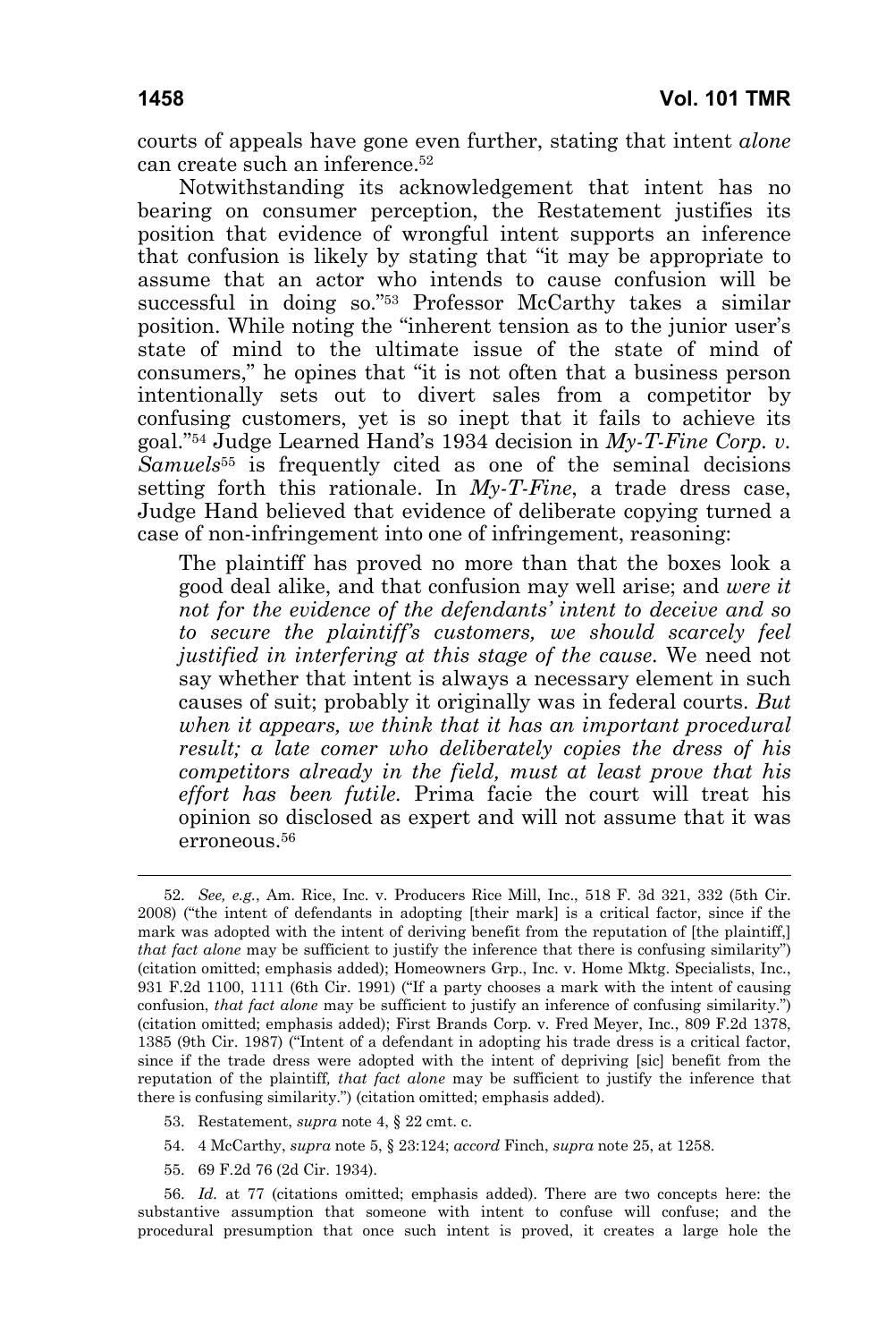courts of appeals have gone even further, stating that intent *alone* can create such an inference.[52]

Notwithstanding its acknowledgement that intent has no bearing on consumer perception, the Restatement justifies its position that evidence of wrongful intent supports an inference that confusion is likely by stating that "it may be appropriate to assume that an actor who intends to cause confusion will be successful in doing so."[53] Professor McCarthy takes a similar position. While noting the "inherent tension as to the junior user's state of mind to the ultimate issue of the state of mind of consumers," he opines that "it is not often that a business person intentionally sets out to divert sales from a competitor by confusing customers, yet is so inept that it fails to achieve its goal."[54] Judge Learned Hand's 1934 decision in *My-T-Fine Corp. v. Samuels*[55] is frequently cited as one of the seminal decisions setting forth this rationale. In *My-T-Fine*, a trade dress case, Judge Hand believed that evidence of deliberate copying turned a case of non-infringement into one of infringement, reasoning:

> The plaintiff has proved no more than that the boxes look a good deal alike, and that confusion may well arise; and *were it not for the evidence of the defendants' intent to deceive and so to secure the plaintiff's customers, we should scarcely feel justified in interfering at this stage of the cause.* We need not say whether that intent is always a necessary element in such causes of suit; probably it originally was in federal courts. *But when it appears, we think that it has an important procedural result; a late comer who deliberately copies the dress of his competitors already in the field, must at least prove that his effort has been futile.* Prima facie the court will treat his opinion so disclosed as expert and will not assume that it was erroneous.[56]

---

52. *See, e.g.*, Am. Rice, Inc. v. Producers Rice Mill, Inc., 518 F. 3d 321, 332 (5th Cir. 2008) ("the intent of defendants in adopting [their mark] is a critical factor, since if the mark was adopted with the intent of deriving benefit from the reputation of [the plaintiff,] *that fact alone* may be sufficient to justify the inference that there is confusing similarity") (citation omitted; emphasis added); Homeowners Grp., Inc. v. Home Mktg. Specialists, Inc., 931 F.2d 1100, 1111 (6th Cir. 1991) ("If a party chooses a mark with the intent of causing confusion, *that fact alone* may be sufficient to justify an inference of confusing similarity.") (citation omitted; emphasis added); First Brands Corp. v. Fred Meyer, Inc., 809 F.2d 1378, 1385 (9th Cir. 1987) ("Intent of a defendant in adopting his trade dress is a critical factor, since if the trade dress were adopted with the intent of depriving [sic] benefit from the reputation of the plaintiff*, that fact alone* may be sufficient to justify the inference that there is confusing similarity.") (citation omitted; emphasis added).

53. Restatement, *supra* note 4, § 22 cmt. c.

54. 4 McCarthy, *supra* note 5, § 23:124; *accord* Finch, *supra* note 25, at 1258.

55. 69 F.2d 76 (2d Cir. 1934).

56. *Id.* at 77 (citations omitted; emphasis added). There are two concepts here: the substantive assumption that someone with intent to confuse will confuse; and the procedural presumption that once such intent is proved, it creates a large hole the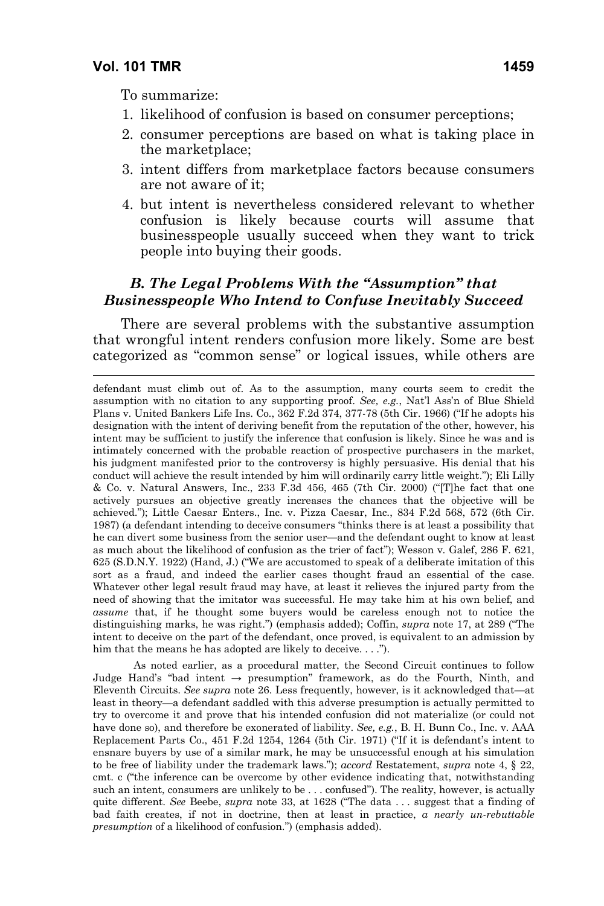To summarize:

1. likelihood of confusion is based on consumer perceptions;
2. consumer perceptions are based on what is taking place in the marketplace;
3. intent differs from marketplace factors because consumers are not aware of it;
4. but intent is nevertheless considered relevant to whether confusion is likely because courts will assume that businesspeople usually succeed when they want to trick people into buying their goods.

### *B. The Legal Problems With the "Assumption" that Businesspeople Who Intend to Confuse Inevitably Succeed*

There are several problems with the substantive assumption that wrongful intent renders confusion more likely. Some are best categorized as "common sense" or logical issues, while others are

---

defendant must climb out of. As to the assumption, many courts seem to credit the assumption with no citation to any supporting proof. *See, e.g.*, Nat'l Ass'n of Blue Shield Plans v. United Bankers Life Ins. Co., 362 F.2d 374, 377-78 (5th Cir. 1966) ("If he adopts his designation with the intent of deriving benefit from the reputation of the other, however, his intent may be sufficient to justify the inference that confusion is likely. Since he was and is intimately concerned with the probable reaction of prospective purchasers in the market, his judgment manifested prior to the controversy is highly persuasive. His denial that his conduct will achieve the result intended by him will ordinarily carry little weight."); Eli Lilly & Co. v. Natural Answers, Inc., 233 F.3d 456, 465 (7th Cir. 2000) ("[T]he fact that one actively pursues an objective greatly increases the chances that the objective will be achieved."); Little Caesar Enters., Inc. v. Pizza Caesar, Inc., 834 F.2d 568, 572 (6th Cir. 1987) (a defendant intending to deceive consumers "thinks there is at least a possibility that he can divert some business from the senior user—and the defendant ought to know at least as much about the likelihood of confusion as the trier of fact"); Wesson v. Galef, 286 F. 621, 625 (S.D.N.Y. 1922) (Hand, J.) ("We are accustomed to speak of a deliberate imitation of this sort as a fraud, and indeed the earlier cases thought fraud an essential of the case. Whatever other legal result fraud may have, at least it relieves the injured party from the need of showing that the imitator was successful. He may take him at his own belief, and *assume* that, if he thought some buyers would be careless enough not to notice the distinguishing marks, he was right.") (emphasis added); Coffin, *supra* note 17, at 289 ("The intent to deceive on the part of the defendant, once proved, is equivalent to an admission by him that the means he has adopted are likely to deceive. . . .").

As noted earlier, as a procedural matter, the Second Circuit continues to follow Judge Hand's "bad intent → presumption" framework, as do the Fourth, Ninth, and Eleventh Circuits. *See supra* note 26. Less frequently, however, is it acknowledged that—at least in theory—a defendant saddled with this adverse presumption is actually permitted to try to overcome it and prove that his intended confusion did not materialize (or could not have done so), and therefore be exonerated of liability. *See, e.g.*, B. H. Bunn Co., Inc. v. AAA Replacement Parts Co., 451 F.2d 1254, 1264 (5th Cir. 1971) ("If it is defendant's intent to ensnare buyers by use of a similar mark, he may be unsuccessful enough at his simulation to be free of liability under the trademark laws."); *accord* Restatement, *supra* note 4, § 22, cmt. c ("the inference can be overcome by other evidence indicating that, notwithstanding such an intent, consumers are unlikely to be . . . confused"). The reality, however, is actually quite different. *See* Beebe, *supra* note 33, at 1628 ("The data . . . suggest that a finding of bad faith creates, if not in doctrine, then at least in practice, *a nearly un-rebuttable presumption* of a likelihood of confusion.") (emphasis added).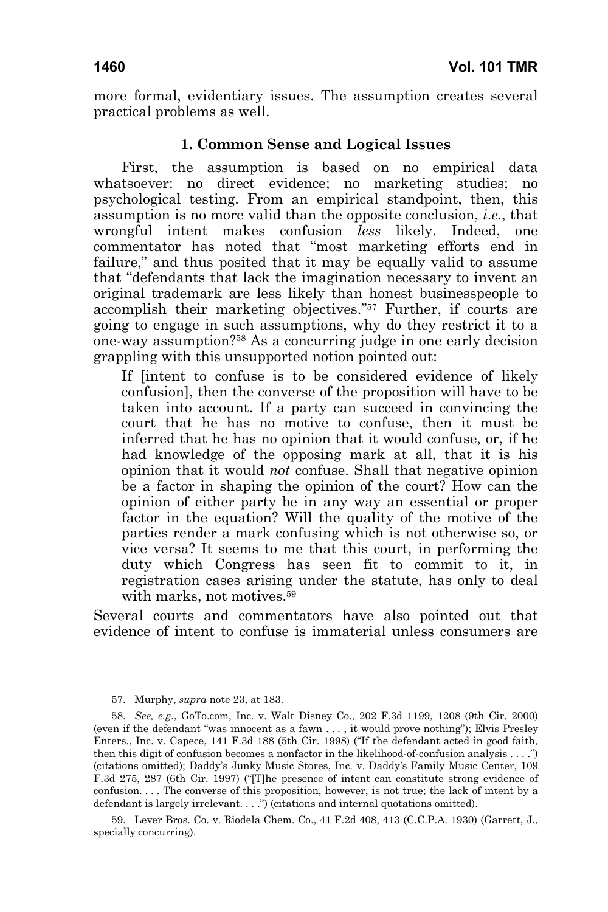more formal, evidentiary issues. The assumption creates several practical problems as well.

### 1. Common Sense and Logical Issues

First, the assumption is based on no empirical data whatsoever: no direct evidence; no marketing studies; no psychological testing. From an empirical standpoint, then, this assumption is no more valid than the opposite conclusion, *i.e.*, that wrongful intent makes confusion *less* likely. Indeed, one commentator has noted that "most marketing efforts end in failure," and thus posited that it may be equally valid to assume that "defendants that lack the imagination necessary to invent an original trademark are less likely than honest businesspeople to accomplish their marketing objectives."[57] Further, if courts are going to engage in such assumptions, why do they restrict it to a one-way assumption?[58] As a concurring judge in one early decision grappling with this unsupported notion pointed out:

> If [intent to confuse is to be considered evidence of likely confusion], then the converse of the proposition will have to be taken into account. If a party can succeed in convincing the court that he has no motive to confuse, then it must be inferred that he has no opinion that it would confuse, or, if he had knowledge of the opposing mark at all, that it is his opinion that it would *not* confuse. Shall that negative opinion be a factor in shaping the opinion of the court? How can the opinion of either party be in any way an essential or proper factor in the equation? Will the quality of the motive of the parties render a mark confusing which is not otherwise so, or vice versa? It seems to me that this court, in performing the duty which Congress has seen fit to commit to it, in registration cases arising under the statute, has only to deal with marks, not motives.[59]

Several courts and commentators have also pointed out that evidence of intent to confuse is immaterial unless consumers are

---

57. Murphy, *supra* note 23, at 183.

58. *See, e.g.*, GoTo.com, Inc. v. Walt Disney Co., 202 F.3d 1199, 1208 (9th Cir. 2000) (even if the defendant "was innocent as a fawn . . . , it would prove nothing"); Elvis Presley Enters., Inc. v. Capece, 141 F.3d 188 (5th Cir. 1998) ("If the defendant acted in good faith, then this digit of confusion becomes a nonfactor in the likelihood-of-confusion analysis . . . .") (citations omitted); Daddy's Junky Music Stores, Inc. v. Daddy's Family Music Center, 109 F.3d 275, 287 (6th Cir. 1997) ("[T]he presence of intent can constitute strong evidence of confusion. . . . The converse of this proposition, however, is not true; the lack of intent by a defendant is largely irrelevant. . . .") (citations and internal quotations omitted).

59. Lever Bros. Co. v. Riodela Chem. Co., 41 F.2d 408, 413 (C.C.P.A. 1930) (Garrett, J., specially concurring).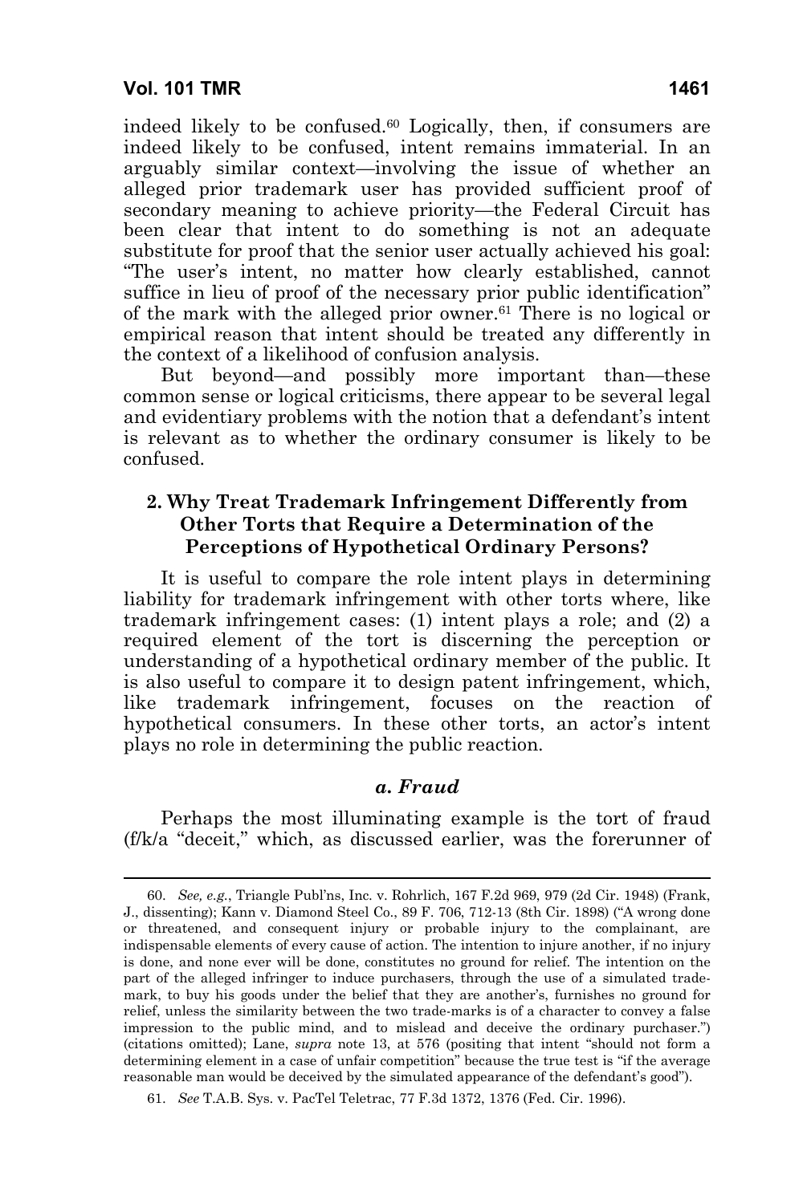indeed likely to be confused.[60] Logically, then, if consumers are indeed likely to be confused, intent remains immaterial. In an arguably similar context—involving the issue of whether an alleged prior trademark user has provided sufficient proof of secondary meaning to achieve priority—the Federal Circuit has been clear that intent to do something is not an adequate substitute for proof that the senior user actually achieved his goal: "The user's intent, no matter how clearly established, cannot suffice in lieu of proof of the necessary prior public identification" of the mark with the alleged prior owner.[61] There is no logical or empirical reason that intent should be treated any differently in the context of a likelihood of confusion analysis.

But beyond—and possibly more important than—these common sense or logical criticisms, there appear to be several legal and evidentiary problems with the notion that a defendant's intent is relevant as to whether the ordinary consumer is likely to be confused.

### 2. Why Treat Trademark Infringement Differently from Other Torts that Require a Determination of the Perceptions of Hypothetical Ordinary Persons?

It is useful to compare the role intent plays in determining liability for trademark infringement with other torts where, like trademark infringement cases: (1) intent plays a role; and (2) a required element of the tort is discerning the perception or understanding of a hypothetical ordinary member of the public. It is also useful to compare it to design patent infringement, which, like trademark infringement, focuses on the reaction of hypothetical consumers. In these other torts, an actor's intent plays no role in determining the public reaction.

#### *a. Fraud*

Perhaps the most illuminating example is the tort of fraud (f/k/a "deceit," which, as discussed earlier, was the forerunner of

---

60. *See, e.g.*, Triangle Publ'ns, Inc. v. Rohrlich, 167 F.2d 969, 979 (2d Cir. 1948) (Frank, J., dissenting); Kann v. Diamond Steel Co., 89 F. 706, 712-13 (8th Cir. 1898) ("A wrong done or threatened, and consequent injury or probable injury to the complainant, are indispensable elements of every cause of action. The intention to injure another, if no injury is done, and none ever will be done, constitutes no ground for relief. The intention on the part of the alleged infringer to induce purchasers, through the use of a simulated trade-mark, to buy his goods under the belief that they are another's, furnishes no ground for relief, unless the similarity between the two trade-marks is of a character to convey a false impression to the public mind, and to mislead and deceive the ordinary purchaser.") (citations omitted); Lane, *supra* note 13, at 576 (positing that intent "should not form a determining element in a case of unfair competition" because the true test is "if the average reasonable man would be deceived by the simulated appearance of the defendant's good").

61. *See* T.A.B. Sys. v. PacTel Teletrac, 77 F.3d 1372, 1376 (Fed. Cir. 1996).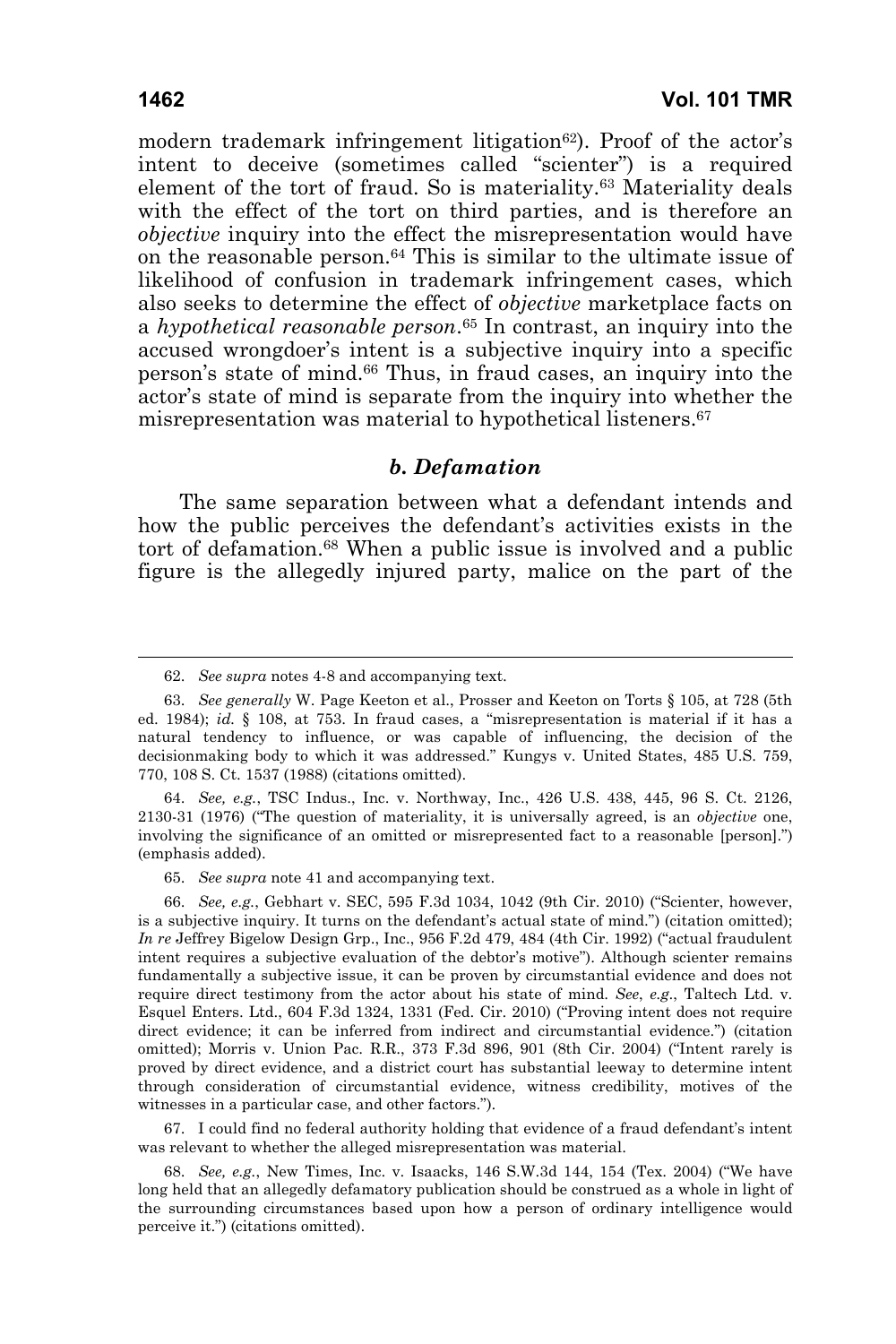modern trademark infringement litigation[62]). Proof of the actor's intent to deceive (sometimes called "scienter") is a required element of the tort of fraud. So is materiality.[63] Materiality deals with the effect of the tort on third parties, and is therefore an *objective* inquiry into the effect the misrepresentation would have on the reasonable person.[64] This is similar to the ultimate issue of likelihood of confusion in trademark infringement cases, which also seeks to determine the effect of *objective* marketplace facts on a *hypothetical reasonable person*.[65] In contrast, an inquiry into the accused wrongdoer's intent is a subjective inquiry into a specific person's state of mind.[66] Thus, in fraud cases, an inquiry into the actor's state of mind is separate from the inquiry into whether the misrepresentation was material to hypothetical listeners.[67]

### *b. Defamation*

The same separation between what a defendant intends and how the public perceives the defendant's activities exists in the tort of defamation.[68] When a public issue is involved and a public figure is the allegedly injured party, malice on the part of the

---

62. *See supra* notes 4-8 and accompanying text.

63. *See generally* W. Page Keeton et al., Prosser and Keeton on Torts § 105, at 728 (5th ed. 1984); *id.* § 108, at 753. In fraud cases, a "misrepresentation is material if it has a natural tendency to influence, or was capable of influencing, the decision of the decisionmaking body to which it was addressed." Kungys v. United States, 485 U.S. 759, 770, 108 S. Ct. 1537 (1988) (citations omitted).

64. *See, e.g.*, TSC Indus., Inc. v. Northway, Inc., 426 U.S. 438, 445, 96 S. Ct. 2126, 2130-31 (1976) ("The question of materiality, it is universally agreed, is an *objective* one, involving the significance of an omitted or misrepresented fact to a reasonable [person].") (emphasis added).

65. *See supra* note 41 and accompanying text.

66. *See, e.g.*, Gebhart v. SEC, 595 F.3d 1034, 1042 (9th Cir. 2010) ("Scienter, however, is a subjective inquiry. It turns on the defendant's actual state of mind.") (citation omitted); *In re* Jeffrey Bigelow Design Grp., Inc., 956 F.2d 479, 484 (4th Cir. 1992) ("actual fraudulent intent requires a subjective evaluation of the debtor's motive"). Although scienter remains fundamentally a subjective issue, it can be proven by circumstantial evidence and does not require direct testimony from the actor about his state of mind. *See*, *e.g.*, Taltech Ltd. v. Esquel Enters. Ltd., 604 F.3d 1324, 1331 (Fed. Cir. 2010) ("Proving intent does not require direct evidence; it can be inferred from indirect and circumstantial evidence.") (citation omitted); Morris v. Union Pac. R.R., 373 F.3d 896, 901 (8th Cir. 2004) ("Intent rarely is proved by direct evidence, and a district court has substantial leeway to determine intent through consideration of circumstantial evidence, witness credibility, motives of the witnesses in a particular case, and other factors.").

67. I could find no federal authority holding that evidence of a fraud defendant's intent was relevant to whether the alleged misrepresentation was material.

68. *See, e.g.*, New Times, Inc. v. Isaacks, 146 S.W.3d 144, 154 (Tex. 2004) ("We have long held that an allegedly defamatory publication should be construed as a whole in light of the surrounding circumstances based upon how a person of ordinary intelligence would perceive it.") (citations omitted).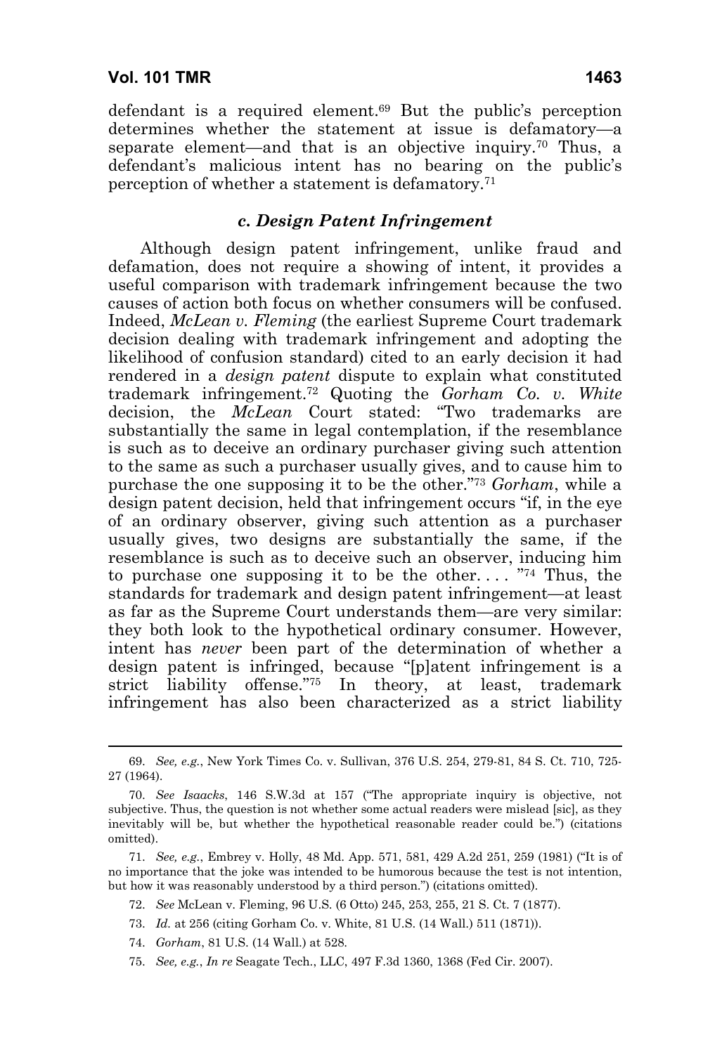defendant is a required element.[69] But the public's perception determines whether the statement at issue is defamatory—a separate element—and that is an objective inquiry.[70] Thus, a defendant's malicious intent has no bearing on the public's perception of whether a statement is defamatory.[71]

### *c. Design Patent Infringement*

Although design patent infringement, unlike fraud and defamation, does not require a showing of intent, it provides a useful comparison with trademark infringement because the two causes of action both focus on whether consumers will be confused. Indeed, *McLean v. Fleming* (the earliest Supreme Court trademark decision dealing with trademark infringement and adopting the likelihood of confusion standard) cited to an early decision it had rendered in a *design patent* dispute to explain what constituted trademark infringement.[72] Quoting the *Gorham Co. v. White* decision, the *McLean* Court stated: "Two trademarks are substantially the same in legal contemplation, if the resemblance is such as to deceive an ordinary purchaser giving such attention to the same as such a purchaser usually gives, and to cause him to purchase the one supposing it to be the other."[73] *Gorham*, while a design patent decision, held that infringement occurs "if, in the eye of an ordinary observer, giving such attention as a purchaser usually gives, two designs are substantially the same, if the resemblance is such as to deceive such an observer, inducing him to purchase one supposing it to be the other. . . . "[74] Thus, the standards for trademark and design patent infringement—at least as far as the Supreme Court understands them—are very similar: they both look to the hypothetical ordinary consumer. However, intent has *never* been part of the determination of whether a design patent is infringed, because "[p]atent infringement is a strict liability offense."[75] In theory, at least, trademark infringement has also been characterized as a strict liability

---

69. *See, e.g.*, New York Times Co. v. Sullivan, 376 U.S. 254, 279-81, 84 S. Ct. 710, 725-27 (1964).

70. *See Isaacks*, 146 S.W.3d at 157 ("The appropriate inquiry is objective, not subjective. Thus, the question is not whether some actual readers were mislead [sic], as they inevitably will be, but whether the hypothetical reasonable reader could be.") (citations omitted).

71. *See, e.g.*, Embrey v. Holly, 48 Md. App. 571, 581, 429 A.2d 251, 259 (1981) ("It is of no importance that the joke was intended to be humorous because the test is not intention, but how it was reasonably understood by a third person.") (citations omitted).

72. *See* McLean v. Fleming, 96 U.S. (6 Otto) 245, 253, 255, 21 S. Ct. 7 (1877).

73. *Id.* at 256 (citing Gorham Co. v. White, 81 U.S. (14 Wall.) 511 (1871)).

74. *Gorham*, 81 U.S. (14 Wall.) at 528.

75. *See, e.g.*, *In re* Seagate Tech., LLC, 497 F.3d 1360, 1368 (Fed Cir. 2007).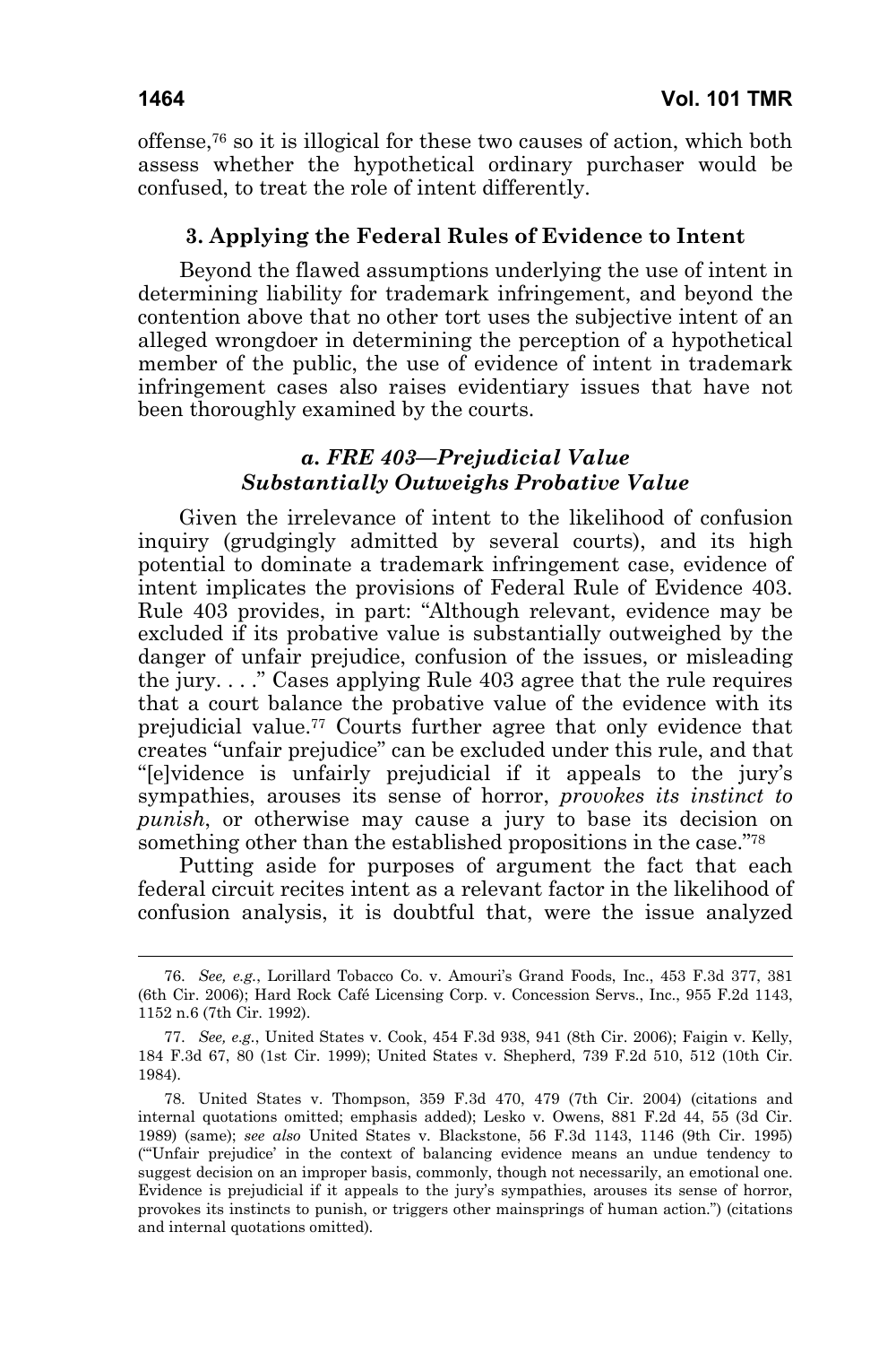offense,[76] so it is illogical for these two causes of action, which both assess whether the hypothetical ordinary purchaser would be confused, to treat the role of intent differently.

### 3. Applying the Federal Rules of Evidence to Intent

Beyond the flawed assumptions underlying the use of intent in determining liability for trademark infringement, and beyond the contention above that no other tort uses the subjective intent of an alleged wrongdoer in determining the perception of a hypothetical member of the public, the use of evidence of intent in trademark infringement cases also raises evidentiary issues that have not been thoroughly examined by the courts.

#### *a. FRE 403—Prejudicial Value Substantially Outweighs Probative Value*

Given the irrelevance of intent to the likelihood of confusion inquiry (grudgingly admitted by several courts), and its high potential to dominate a trademark infringement case, evidence of intent implicates the provisions of Federal Rule of Evidence 403. Rule 403 provides, in part: "Although relevant, evidence may be excluded if its probative value is substantially outweighed by the danger of unfair prejudice, confusion of the issues, or misleading the jury. . . ." Cases applying Rule 403 agree that the rule requires that a court balance the probative value of the evidence with its prejudicial value.[77] Courts further agree that only evidence that creates "unfair prejudice" can be excluded under this rule, and that "[e]vidence is unfairly prejudicial if it appeals to the jury's sympathies, arouses its sense of horror, *provokes its instinct to punish*, or otherwise may cause a jury to base its decision on something other than the established propositions in the case."[78]

Putting aside for purposes of argument the fact that each federal circuit recites intent as a relevant factor in the likelihood of confusion analysis, it is doubtful that, were the issue analyzed

---

76. *See, e.g.*, Lorillard Tobacco Co. v. Amouri's Grand Foods, Inc., 453 F.3d 377, 381 (6th Cir. 2006); Hard Rock Café Licensing Corp. v. Concession Servs., Inc., 955 F.2d 1143, 1152 n.6 (7th Cir. 1992).

77. *See, e.g.*, United States v. Cook, 454 F.3d 938, 941 (8th Cir. 2006); Faigin v. Kelly, 184 F.3d 67, 80 (1st Cir. 1999); United States v. Shepherd, 739 F.2d 510, 512 (10th Cir. 1984).

78. United States v. Thompson, 359 F.3d 470, 479 (7th Cir. 2004) (citations and internal quotations omitted; emphasis added); Lesko v. Owens, 881 F.2d 44, 55 (3d Cir. 1989) (same); *see also* United States v. Blackstone, 56 F.3d 1143, 1146 (9th Cir. 1995) ("'Unfair prejudice' in the context of balancing evidence means an undue tendency to suggest decision on an improper basis, commonly, though not necessarily, an emotional one. Evidence is prejudicial if it appeals to the jury's sympathies, arouses its sense of horror, provokes its instincts to punish, or triggers other mainsprings of human action.") (citations and internal quotations omitted).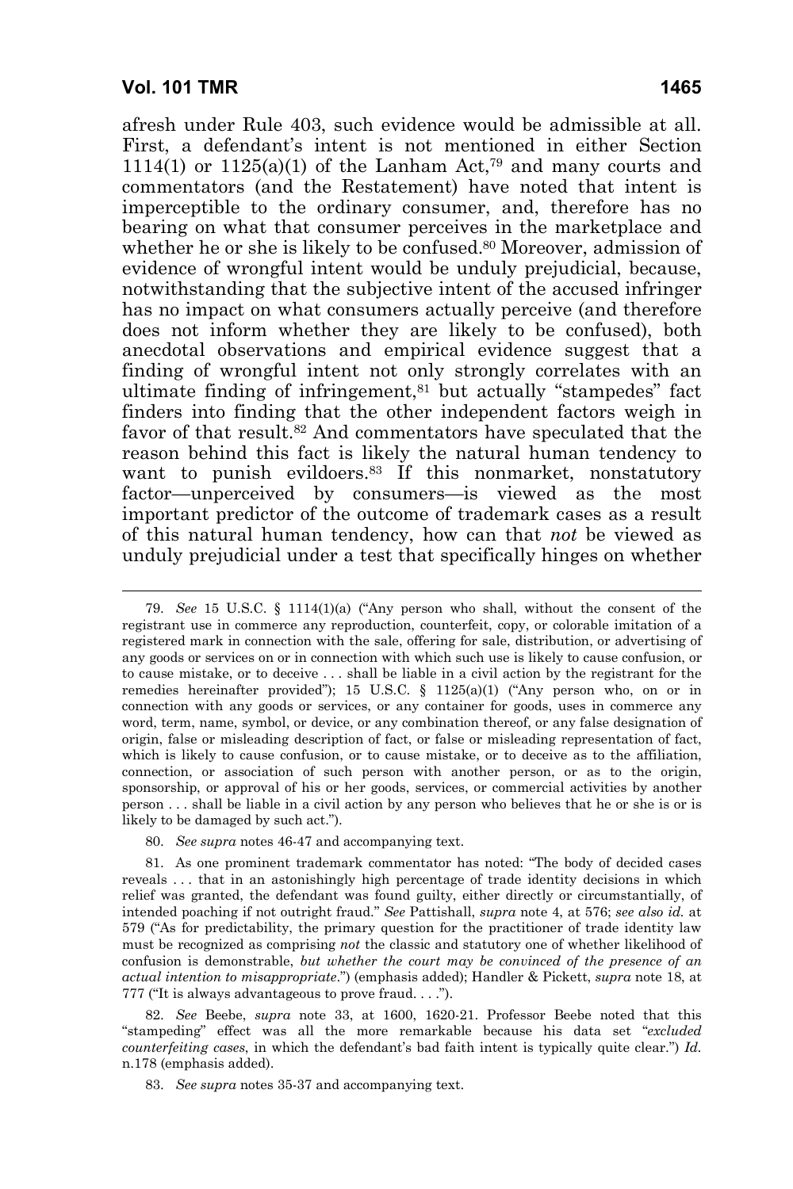afresh under Rule 403, such evidence would be admissible at all. First, a defendant's intent is not mentioned in either Section 1114(1) or 1125(a)(1) of the Lanham Act,[79] and many courts and commentators (and the Restatement) have noted that intent is imperceptible to the ordinary consumer, and, therefore has no bearing on what that consumer perceives in the marketplace and whether he or she is likely to be confused.[80] Moreover, admission of evidence of wrongful intent would be unduly prejudicial, because, notwithstanding that the subjective intent of the accused infringer has no impact on what consumers actually perceive (and therefore does not inform whether they are likely to be confused), both anecdotal observations and empirical evidence suggest that a finding of wrongful intent not only strongly correlates with an ultimate finding of infringement,[81] but actually "stampedes" fact finders into finding that the other independent factors weigh in favor of that result.[82] And commentators have speculated that the reason behind this fact is likely the natural human tendency to want to punish evildoers.[83] If this nonmarket, nonstatutory factor—unperceived by consumers—is viewed as the most important predictor of the outcome of trademark cases as a result of this natural human tendency, how can that *not* be viewed as unduly prejudicial under a test that specifically hinges on whether

---

79. *See* 15 U.S.C. § 1114(1)(a) ("Any person who shall, without the consent of the registrant use in commerce any reproduction, counterfeit, copy, or colorable imitation of a registered mark in connection with the sale, offering for sale, distribution, or advertising of any goods or services on or in connection with which such use is likely to cause confusion, or to cause mistake, or to deceive . . . shall be liable in a civil action by the registrant for the remedies hereinafter provided"); 15 U.S.C. § 1125(a)(1) ("Any person who, on or in connection with any goods or services, or any container for goods, uses in commerce any word, term, name, symbol, or device, or any combination thereof, or any false designation of origin, false or misleading description of fact, or false or misleading representation of fact, which is likely to cause confusion, or to cause mistake, or to deceive as to the affiliation, connection, or association of such person with another person, or as to the origin, sponsorship, or approval of his or her goods, services, or commercial activities by another person . . . shall be liable in a civil action by any person who believes that he or she is or is likely to be damaged by such act.").

80. *See supra* notes 46-47 and accompanying text.

81. As one prominent trademark commentator has noted: "The body of decided cases reveals . . . that in an astonishingly high percentage of trade identity decisions in which relief was granted, the defendant was found guilty, either directly or circumstantially, of intended poaching if not outright fraud." *See* Pattishall, *supra* note 4, at 576; *see also id.* at 579 ("As for predictability, the primary question for the practitioner of trade identity law must be recognized as comprising *not* the classic and statutory one of whether likelihood of confusion is demonstrable, *but whether the court may be convinced of the presence of an actual intention to misappropriate*.") (emphasis added); Handler & Pickett, *supra* note 18, at 777 ("It is always advantageous to prove fraud. . . .").

82. *See* Beebe, *supra* note 33, at 1600, 1620-21. Professor Beebe noted that this "stampeding" effect was all the more remarkable because his data set "*excluded counterfeiting cases*, in which the defendant's bad faith intent is typically quite clear.") *Id.* n.178 (emphasis added).

83. *See supra* notes 35-37 and accompanying text.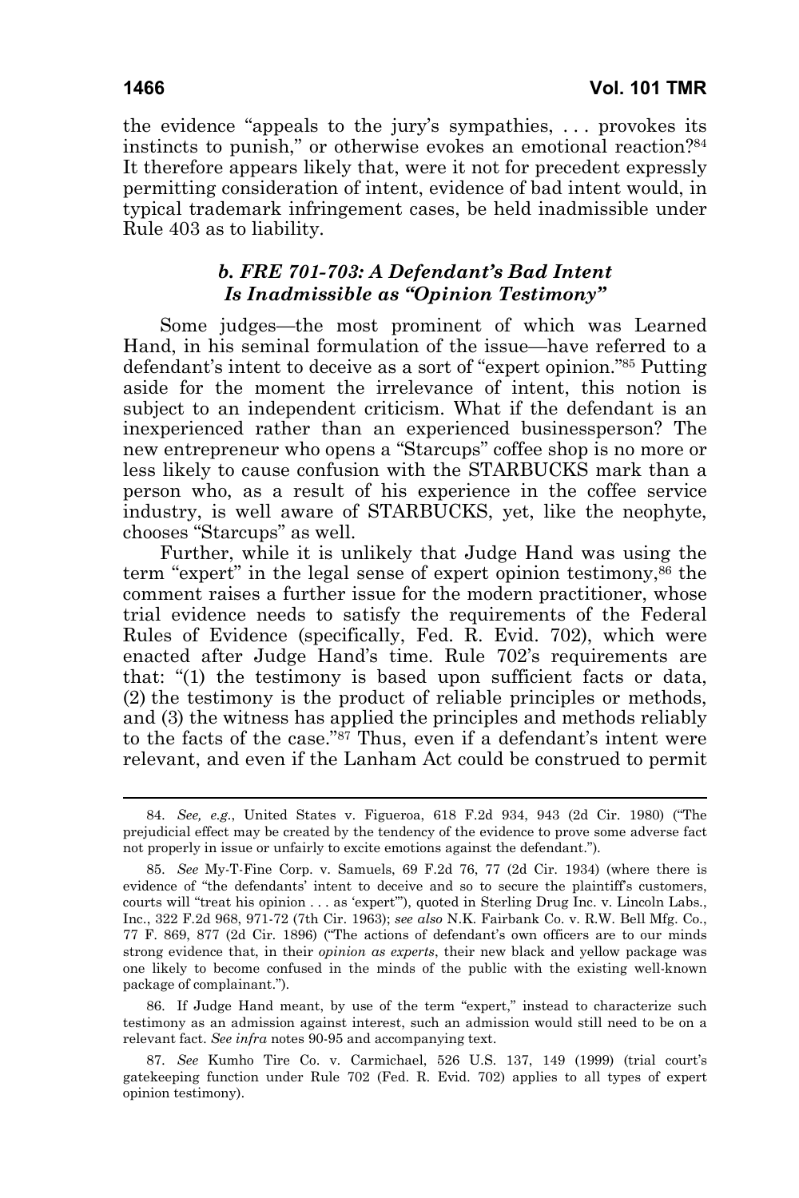the evidence "appeals to the jury's sympathies, . . . provokes its instincts to punish," or otherwise evokes an emotional reaction?[84] It therefore appears likely that, were it not for precedent expressly permitting consideration of intent, evidence of bad intent would, in typical trademark infringement cases, be held inadmissible under Rule 403 as to liability.

### *b. FRE 701-703: A Defendant's Bad Intent Is Inadmissible as "Opinion Testimony"*

Some judges—the most prominent of which was Learned Hand, in his seminal formulation of the issue—have referred to a defendant's intent to deceive as a sort of "expert opinion."[85] Putting aside for the moment the irrelevance of intent, this notion is subject to an independent criticism. What if the defendant is an inexperienced rather than an experienced businessperson? The new entrepreneur who opens a "Starcups" coffee shop is no more or less likely to cause confusion with the STARBUCKS mark than a person who, as a result of his experience in the coffee service industry, is well aware of STARBUCKS, yet, like the neophyte, chooses "Starcups" as well.

Further, while it is unlikely that Judge Hand was using the term "expert" in the legal sense of expert opinion testimony,[86] the comment raises a further issue for the modern practitioner, whose trial evidence needs to satisfy the requirements of the Federal Rules of Evidence (specifically, Fed. R. Evid. 702), which were enacted after Judge Hand's time. Rule 702's requirements are that: "(1) the testimony is based upon sufficient facts or data, (2) the testimony is the product of reliable principles or methods, and (3) the witness has applied the principles and methods reliably to the facts of the case."[87] Thus, even if a defendant's intent were relevant, and even if the Lanham Act could be construed to permit

---

84. *See, e.g.*, United States v. Figueroa, 618 F.2d 934, 943 (2d Cir. 1980) ("The prejudicial effect may be created by the tendency of the evidence to prove some adverse fact not properly in issue or unfairly to excite emotions against the defendant.").

85. *See* My-T-Fine Corp. v. Samuels, 69 F.2d 76, 77 (2d Cir. 1934) (where there is evidence of "the defendants' intent to deceive and so to secure the plaintiff's customers, courts will "treat his opinion . . . as 'expert'"), quoted in Sterling Drug Inc. v. Lincoln Labs., Inc., 322 F.2d 968, 971-72 (7th Cir. 1963); *see also* N.K. Fairbank Co. v. R.W. Bell Mfg. Co., 77 F. 869, 877 (2d Cir. 1896) ("The actions of defendant's own officers are to our minds strong evidence that, in their *opinion as experts*, their new black and yellow package was one likely to become confused in the minds of the public with the existing well-known package of complainant.").

86. If Judge Hand meant, by use of the term "expert," instead to characterize such testimony as an admission against interest, such an admission would still need to be on a relevant fact. *See infra* notes 90-95 and accompanying text.

87. *See* Kumho Tire Co. v. Carmichael, 526 U.S. 137, 149 (1999) (trial court's gatekeeping function under Rule 702 (Fed. R. Evid. 702) applies to all types of expert opinion testimony).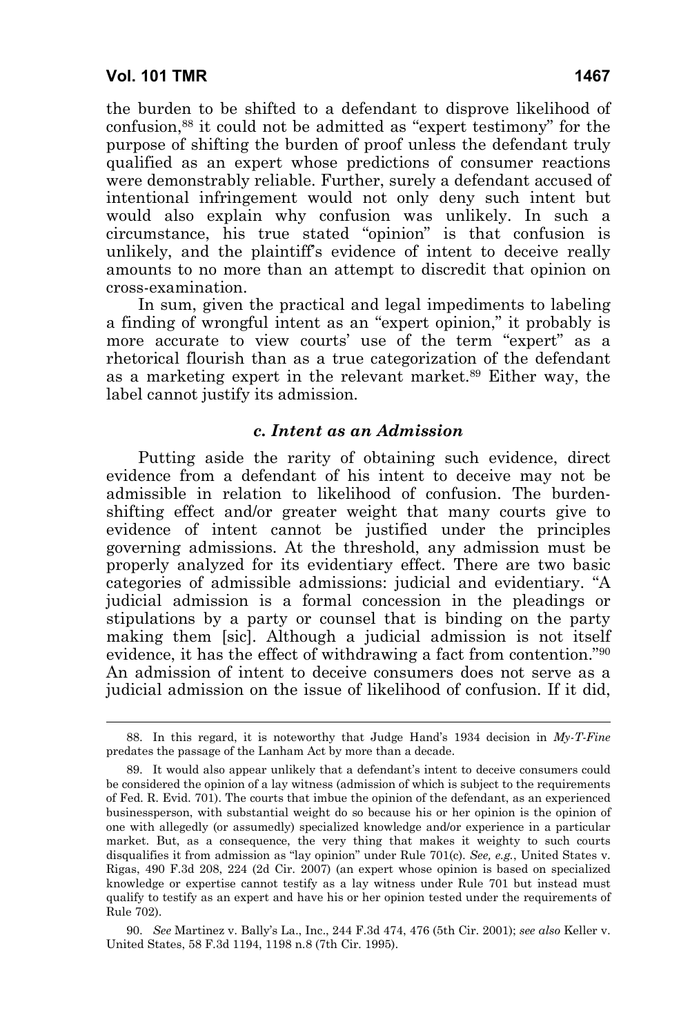the burden to be shifted to a defendant to disprove likelihood of confusion,[88] it could not be admitted as "expert testimony" for the purpose of shifting the burden of proof unless the defendant truly qualified as an expert whose predictions of consumer reactions were demonstrably reliable. Further, surely a defendant accused of intentional infringement would not only deny such intent but would also explain why confusion was unlikely. In such a circumstance, his true stated "opinion" is that confusion is unlikely, and the plaintiff's evidence of intent to deceive really amounts to no more than an attempt to discredit that opinion on cross-examination.

In sum, given the practical and legal impediments to labeling a finding of wrongful intent as an "expert opinion," it probably is more accurate to view courts' use of the term "expert" as a rhetorical flourish than as a true categorization of the defendant as a marketing expert in the relevant market.[89] Either way, the label cannot justify its admission.

### *c. Intent as an Admission*

Putting aside the rarity of obtaining such evidence, direct evidence from a defendant of his intent to deceive may not be admissible in relation to likelihood of confusion. The burden-shifting effect and/or greater weight that many courts give to evidence of intent cannot be justified under the principles governing admissions. At the threshold, any admission must be properly analyzed for its evidentiary effect. There are two basic categories of admissible admissions: judicial and evidentiary. "A judicial admission is a formal concession in the pleadings or stipulations by a party or counsel that is binding on the party making them [sic]. Although a judicial admission is not itself evidence, it has the effect of withdrawing a fact from contention."[90] An admission of intent to deceive consumers does not serve as a judicial admission on the issue of likelihood of confusion. If it did,

---

88. In this regard, it is noteworthy that Judge Hand's 1934 decision in *My-T-Fine* predates the passage of the Lanham Act by more than a decade.

89. It would also appear unlikely that a defendant's intent to deceive consumers could be considered the opinion of a lay witness (admission of which is subject to the requirements of Fed. R. Evid. 701). The courts that imbue the opinion of the defendant, as an experienced businessperson, with substantial weight do so because his or her opinion is the opinion of one with allegedly (or assumedly) specialized knowledge and/or experience in a particular market. But, as a consequence, the very thing that makes it weighty to such courts disqualifies it from admission as "lay opinion" under Rule 701(c). *See, e.g.*, United States v. Rigas, 490 F.3d 208, 224 (2d Cir. 2007) (an expert whose opinion is based on specialized knowledge or expertise cannot testify as a lay witness under Rule 701 but instead must qualify to testify as an expert and have his or her opinion tested under the requirements of Rule 702).

90. *See* Martinez v. Bally's La., Inc., 244 F.3d 474, 476 (5th Cir. 2001); *see also* Keller v. United States, 58 F.3d 1194, 1198 n.8 (7th Cir. 1995).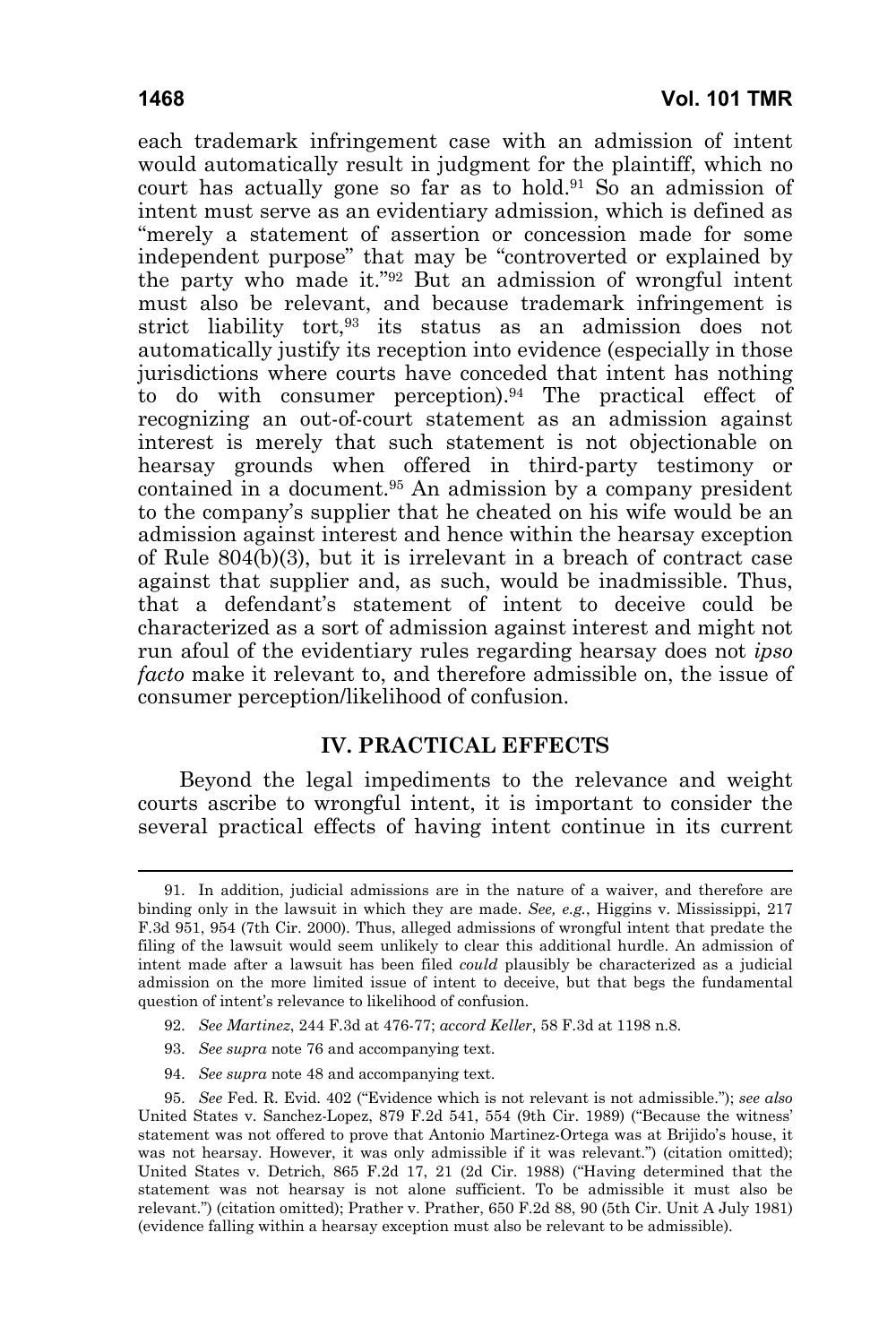each trademark infringement case with an admission of intent would automatically result in judgment for the plaintiff, which no court has actually gone so far as to hold.[91] So an admission of intent must serve as an evidentiary admission, which is defined as "merely a statement of assertion or concession made for some independent purpose" that may be "controverted or explained by the party who made it."[92] But an admission of wrongful intent must also be relevant, and because trademark infringement is strict liability tort,[93] its status as an admission does not automatically justify its reception into evidence (especially in those jurisdictions where courts have conceded that intent has nothing to do with consumer perception).[94] The practical effect of recognizing an out-of-court statement as an admission against interest is merely that such statement is not objectionable on hearsay grounds when offered in third-party testimony or contained in a document.[95] An admission by a company president to the company's supplier that he cheated on his wife would be an admission against interest and hence within the hearsay exception of Rule 804(b)(3), but it is irrelevant in a breach of contract case against that supplier and, as such, would be inadmissible. Thus, that a defendant's statement of intent to deceive could be characterized as a sort of admission against interest and might not run afoul of the evidentiary rules regarding hearsay does not *ipso facto* make it relevant to, and therefore admissible on, the issue of consumer perception/likelihood of confusion.

## IV. PRACTICAL EFFECTS

Beyond the legal impediments to the relevance and weight courts ascribe to wrongful intent, it is important to consider the several practical effects of having intent continue in its current

---

91. In addition, judicial admissions are in the nature of a waiver, and therefore are binding only in the lawsuit in which they are made. *See, e.g.*, Higgins v. Mississippi, 217 F.3d 951, 954 (7th Cir. 2000). Thus, alleged admissions of wrongful intent that predate the filing of the lawsuit would seem unlikely to clear this additional hurdle. An admission of intent made after a lawsuit has been filed *could* plausibly be characterized as a judicial admission on the more limited issue of intent to deceive, but that begs the fundamental question of intent's relevance to likelihood of confusion.

92. *See Martinez*, 244 F.3d at 476-77; *accord Keller*, 58 F.3d at 1198 n.8.

93. *See supra* note 76 and accompanying text.

94. *See supra* note 48 and accompanying text.

95. *See* Fed. R. Evid. 402 ("Evidence which is not relevant is not admissible."); *see also* United States v. Sanchez-Lopez, 879 F.2d 541, 554 (9th Cir. 1989) ("Because the witness' statement was not offered to prove that Antonio Martinez-Ortega was at Brijido's house, it was not hearsay. However, it was only admissible if it was relevant.") (citation omitted); United States v. Detrich, 865 F.2d 17, 21 (2d Cir. 1988) ("Having determined that the statement was not hearsay is not alone sufficient. To be admissible it must also be relevant.") (citation omitted); Prather v. Prather, 650 F.2d 88, 90 (5th Cir. Unit A July 1981) (evidence falling within a hearsay exception must also be relevant to be admissible).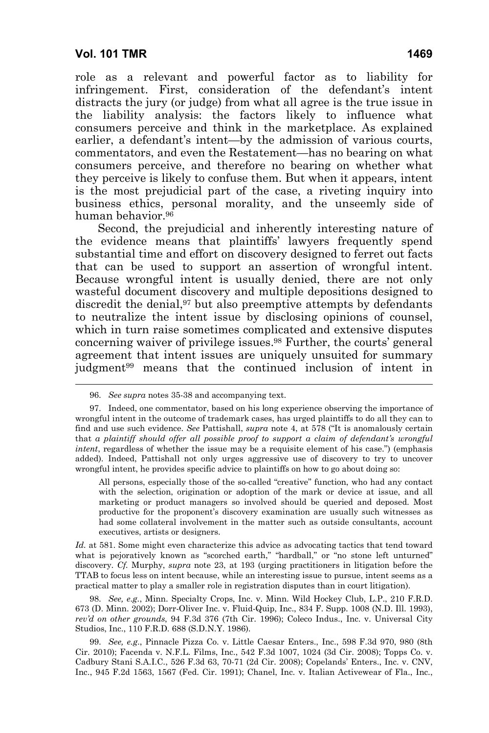role as a relevant and powerful factor as to liability for infringement. First, consideration of the defendant's intent distracts the jury (or judge) from what all agree is the true issue in the liability analysis: the factors likely to influence what consumers perceive and think in the marketplace. As explained earlier, a defendant's intent—by the admission of various courts, commentators, and even the Restatement—has no bearing on what consumers perceive, and therefore no bearing on whether what they perceive is likely to confuse them. But when it appears, intent is the most prejudicial part of the case, a riveting inquiry into business ethics, personal morality, and the unseemly side of human behavior.[96]

Second, the prejudicial and inherently interesting nature of the evidence means that plaintiffs' lawyers frequently spend substantial time and effort on discovery designed to ferret out facts that can be used to support an assertion of wrongful intent. Because wrongful intent is usually denied, there are not only wasteful document discovery and multiple depositions designed to discredit the denial,[97] but also preemptive attempts by defendants to neutralize the intent issue by disclosing opinions of counsel, which in turn raise sometimes complicated and extensive disputes concerning waiver of privilege issues.[98] Further, the courts' general agreement that intent issues are uniquely unsuited for summary judgment[99] means that the continued inclusion of intent in

---

96. *See supra* notes 35-38 and accompanying text.

97. Indeed, one commentator, based on his long experience observing the importance of wrongful intent in the outcome of trademark cases, has urged plaintiffs to do all they can to find and use such evidence. *See* Pattishall, *supra* note 4, at 578 ("It is anomalously certain that *a plaintiff should offer all possible proof to support a claim of defendant's wrongful intent*, regardless of whether the issue may be a requisite element of his case.") (emphasis added). Indeed, Pattishall not only urges aggressive use of discovery to try to uncover wrongful intent, he provides specific advice to plaintiffs on how to go about doing so:

> All persons, especially those of the so-called "creative" function, who had any contact with the selection, origination or adoption of the mark or device at issue, and all marketing or product managers so involved should be queried and deposed. Most productive for the proponent's discovery examination are usually such witnesses as had some collateral involvement in the matter such as outside consultants, account executives, artists or designers.

*Id.* at 581. Some might even characterize this advice as advocating tactics that tend toward what is pejoratively known as "scorched earth," "hardball," or "no stone left unturned" discovery. *Cf.* Murphy, *supra* note 23, at 193 (urging practitioners in litigation before the TTAB to focus less on intent because, while an interesting issue to pursue, intent seems as a practical matter to play a smaller role in registration disputes than in court litigation).

98. *See, e.g.*, Minn. Specialty Crops, Inc. v. Minn. Wild Hockey Club, L.P., 210 F.R.D. 673 (D. Minn. 2002); Dorr-Oliver Inc. v. Fluid-Quip, Inc., 834 F. Supp. 1008 (N.D. Ill. 1993), *rev'd on other grounds*, 94 F.3d 376 (7th Cir. 1996); Coleco Indus., Inc. v. Universal City Studios, Inc., 110 F.R.D. 688 (S.D.N.Y. 1986).

99. *See, e.g.*, Pinnacle Pizza Co. v. Little Caesar Enters., Inc., 598 F.3d 970, 980 (8th Cir. 2010); Facenda v. N.F.L. Films, Inc., 542 F.3d 1007, 1024 (3d Cir. 2008); Topps Co. v. Cadbury Stani S.A.I.C., 526 F.3d 63, 70-71 (2d Cir. 2008); Copelands' Enters., Inc. v. CNV, Inc., 945 F.2d 1563, 1567 (Fed. Cir. 1991); Chanel, Inc. v. Italian Activewear of Fla., Inc.,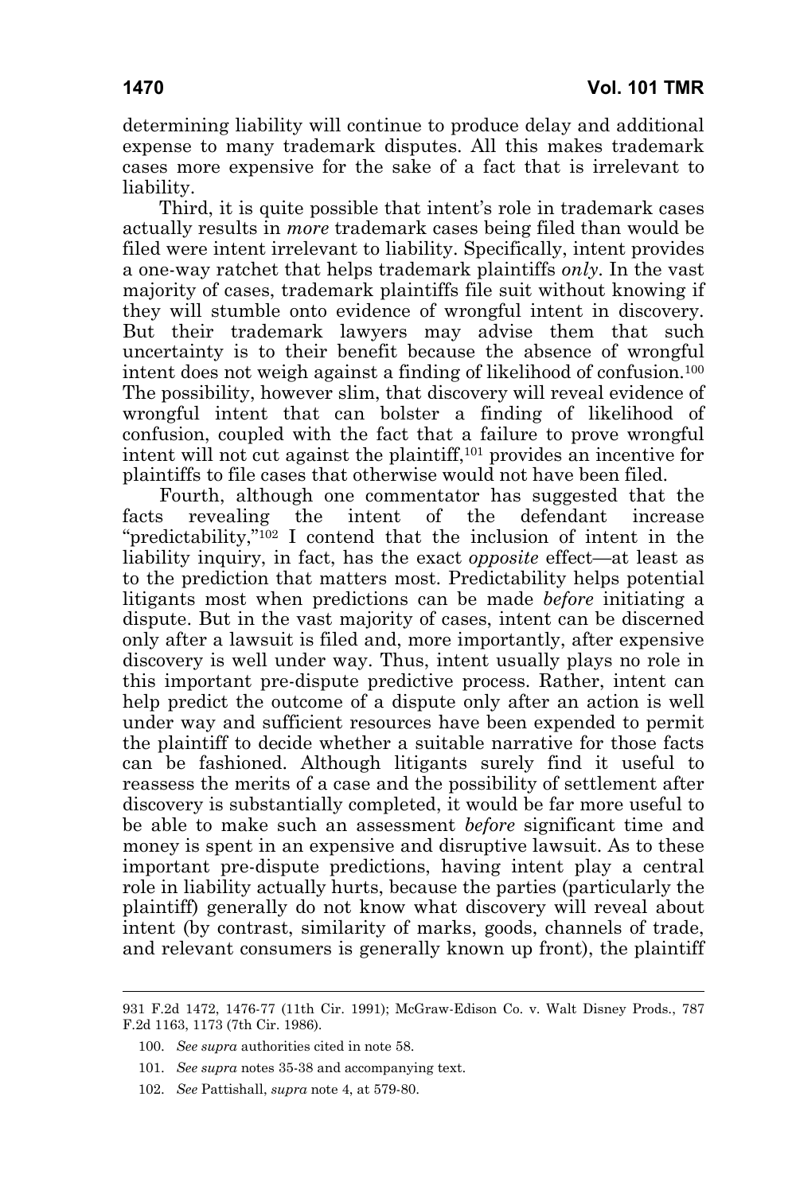determining liability will continue to produce delay and additional expense to many trademark disputes. All this makes trademark cases more expensive for the sake of a fact that is irrelevant to liability.

Third, it is quite possible that intent's role in trademark cases actually results in *more* trademark cases being filed than would be filed were intent irrelevant to liability. Specifically, intent provides a one-way ratchet that helps trademark plaintiffs *only*. In the vast majority of cases, trademark plaintiffs file suit without knowing if they will stumble onto evidence of wrongful intent in discovery. But their trademark lawyers may advise them that such uncertainty is to their benefit because the absence of wrongful intent does not weigh against a finding of likelihood of confusion.[100] The possibility, however slim, that discovery will reveal evidence of wrongful intent that can bolster a finding of likelihood of confusion, coupled with the fact that a failure to prove wrongful intent will not cut against the plaintiff,[101] provides an incentive for plaintiffs to file cases that otherwise would not have been filed.

Fourth, although one commentator has suggested that the facts revealing the intent of the defendant increase "predictability,"[102] I contend that the inclusion of intent in the liability inquiry, in fact, has the exact *opposite* effect—at least as to the prediction that matters most. Predictability helps potential litigants most when predictions can be made *before* initiating a dispute. But in the vast majority of cases, intent can be discerned only after a lawsuit is filed and, more importantly, after expensive discovery is well under way. Thus, intent usually plays no role in this important pre-dispute predictive process. Rather, intent can help predict the outcome of a dispute only after an action is well under way and sufficient resources have been expended to permit the plaintiff to decide whether a suitable narrative for those facts can be fashioned. Although litigants surely find it useful to reassess the merits of a case and the possibility of settlement after discovery is substantially completed, it would be far more useful to be able to make such an assessment *before* significant time and money is spent in an expensive and disruptive lawsuit. As to these important pre-dispute predictions, having intent play a central role in liability actually hurts, because the parties (particularly the plaintiff) generally do not know what discovery will reveal about intent (by contrast, similarity of marks, goods, channels of trade, and relevant consumers is generally known up front), the plaintiff

---

931 F.2d 1472, 1476-77 (11th Cir. 1991); McGraw-Edison Co. v. Walt Disney Prods., 787 F.2d 1163, 1173 (7th Cir. 1986).

100. *See supra* authorities cited in note 58.

101. *See supra* notes 35-38 and accompanying text.

102. *See* Pattishall, *supra* note 4, at 579-80.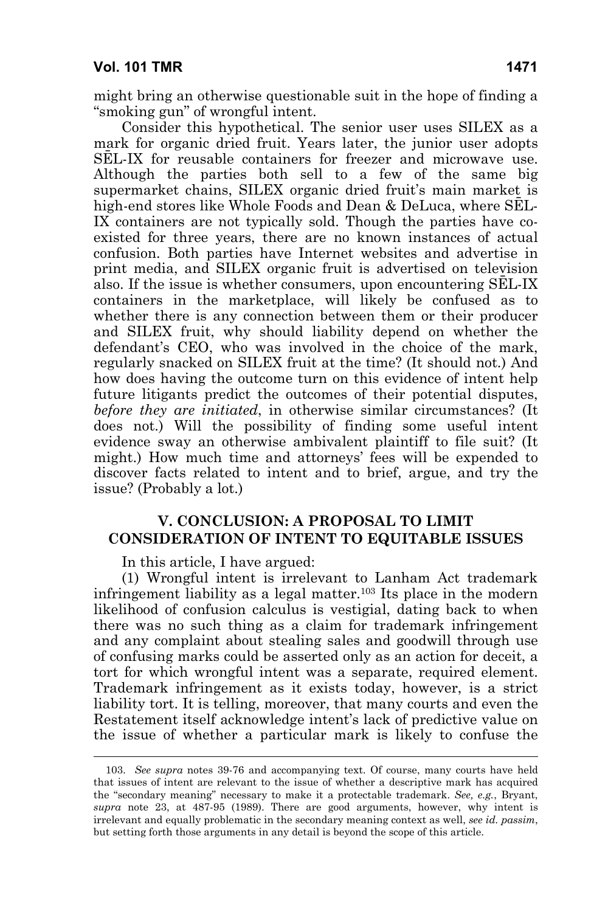might bring an otherwise questionable suit in the hope of finding a "smoking gun" of wrongful intent.

Consider this hypothetical. The senior user uses SILEX as a mark for organic dried fruit. Years later, the junior user adopts SĒL-IX for reusable containers for freezer and microwave use. Although the parties both sell to a few of the same big supermarket chains, SILEX organic dried fruit's main market is high-end stores like Whole Foods and Dean & DeLuca, where SĒL-IX containers are not typically sold. Though the parties have co-existed for three years, there are no known instances of actual confusion. Both parties have Internet websites and advertise in print media, and SILEX organic fruit is advertised on television also. If the issue is whether consumers, upon encountering SĒL-IX containers in the marketplace, will likely be confused as to whether there is any connection between them or their producer and SILEX fruit, why should liability depend on whether the defendant's CEO, who was involved in the choice of the mark, regularly snacked on SILEX fruit at the time? (It should not.) And how does having the outcome turn on this evidence of intent help future litigants predict the outcomes of their potential disputes, *before they are initiated*, in otherwise similar circumstances? (It does not.) Will the possibility of finding some useful intent evidence sway an otherwise ambivalent plaintiff to file suit? (It might.) How much time and attorneys' fees will be expended to discover facts related to intent and to brief, argue, and try the issue? (Probably a lot.)

## V. CONCLUSION: A PROPOSAL TO LIMIT CONSIDERATION OF INTENT TO EQUITABLE ISSUES

In this article, I have argued:

(1) Wrongful intent is irrelevant to Lanham Act trademark infringement liability as a legal matter.[103] Its place in the modern likelihood of confusion calculus is vestigial, dating back to when there was no such thing as a claim for trademark infringement and any complaint about stealing sales and goodwill through use of confusing marks could be asserted only as an action for deceit, a tort for which wrongful intent was a separate, required element. Trademark infringement as it exists today, however, is a strict liability tort. It is telling, moreover, that many courts and even the Restatement itself acknowledge intent's lack of predictive value on the issue of whether a particular mark is likely to confuse the

---

103. *See supra* notes 39-76 and accompanying text. Of course, many courts have held that issues of intent are relevant to the issue of whether a descriptive mark has acquired the "secondary meaning" necessary to make it a protectable trademark. *See, e.g.*, Bryant, *supra* note 23, at 487-95 (1989). There are good arguments, however, why intent is irrelevant and equally problematic in the secondary meaning context as well, *see id. passim*, but setting forth those arguments in any detail is beyond the scope of this article.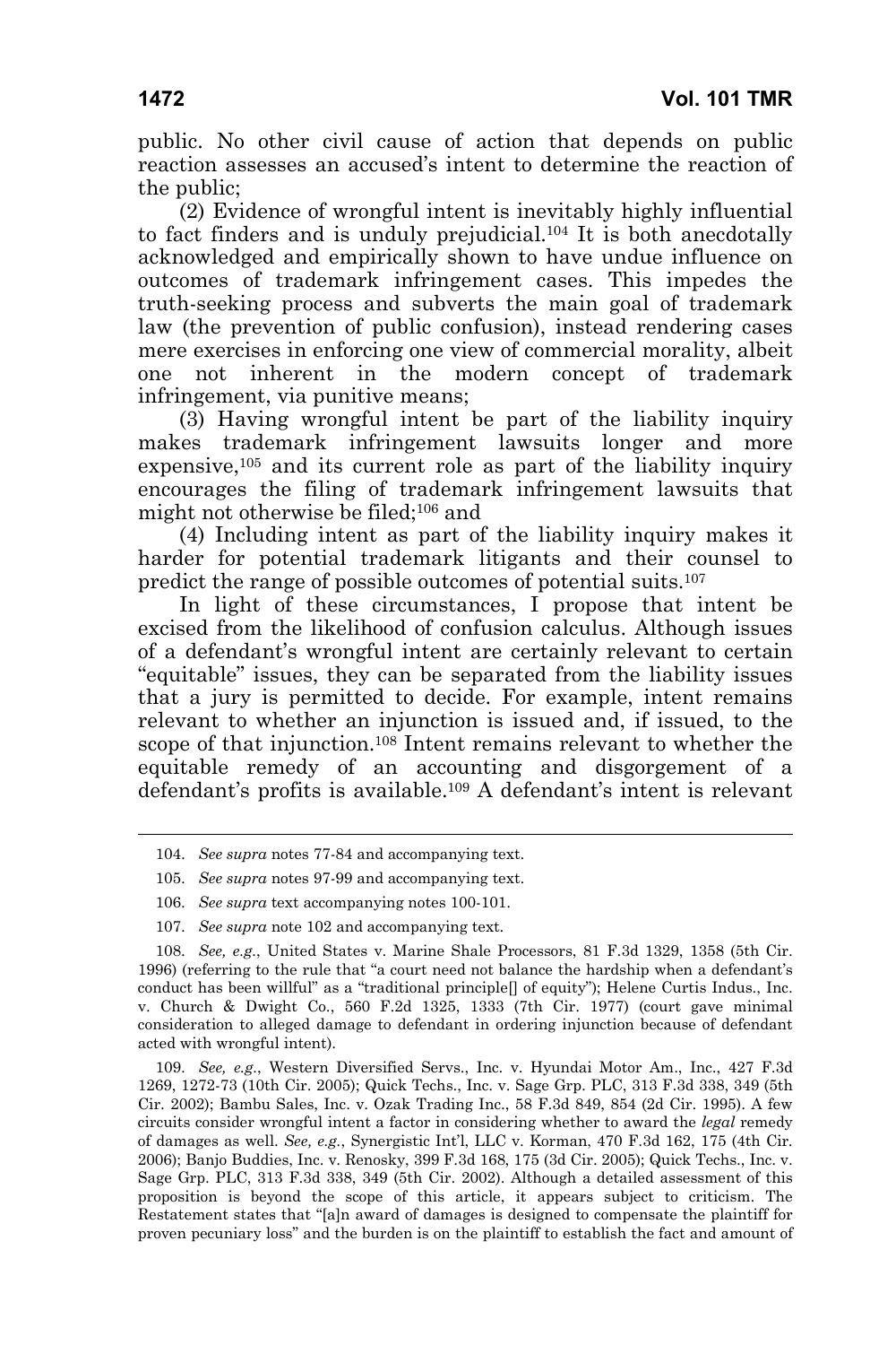public. No other civil cause of action that depends on public reaction assesses an accused's intent to determine the reaction of the public;

(2) Evidence of wrongful intent is inevitably highly influential to fact finders and is unduly prejudicial.[104] It is both anecdotally acknowledged and empirically shown to have undue influence on outcomes of trademark infringement cases. This impedes the truth-seeking process and subverts the main goal of trademark law (the prevention of public confusion), instead rendering cases mere exercises in enforcing one view of commercial morality, albeit one not inherent in the modern concept of trademark infringement, via punitive means;

(3) Having wrongful intent be part of the liability inquiry makes trademark infringement lawsuits longer and more expensive,[105] and its current role as part of the liability inquiry encourages the filing of trademark infringement lawsuits that might not otherwise be filed;[106] and

(4) Including intent as part of the liability inquiry makes it harder for potential trademark litigants and their counsel to predict the range of possible outcomes of potential suits.[107]

In light of these circumstances, I propose that intent be excised from the likelihood of confusion calculus. Although issues of a defendant's wrongful intent are certainly relevant to certain "equitable" issues, they can be separated from the liability issues that a jury is permitted to decide. For example, intent remains relevant to whether an injunction is issued and, if issued, to the scope of that injunction.[108] Intent remains relevant to whether the equitable remedy of an accounting and disgorgement of a defendant's profits is available.[109] A defendant's intent is relevant

---

104. *See supra* notes 77-84 and accompanying text.

105. *See supra* notes 97-99 and accompanying text.

106. *See supra* text accompanying notes 100-101.

107. *See supra* note 102 and accompanying text.

108. *See, e.g.*, United States v. Marine Shale Processors, 81 F.3d 1329, 1358 (5th Cir. 1996) (referring to the rule that "a court need not balance the hardship when a defendant's conduct has been willful" as a "traditional principle[] of equity"); Helene Curtis Indus., Inc. v. Church & Dwight Co., 560 F.2d 1325, 1333 (7th Cir. 1977) (court gave minimal consideration to alleged damage to defendant in ordering injunction because of defendant acted with wrongful intent).

109. *See, e.g.*, Western Diversified Servs., Inc. v. Hyundai Motor Am., Inc., 427 F.3d 1269, 1272-73 (10th Cir. 2005); Quick Techs., Inc. v. Sage Grp. PLC, 313 F.3d 338, 349 (5th Cir. 2002); Bambu Sales, Inc. v. Ozak Trading Inc., 58 F.3d 849, 854 (2d Cir. 1995). A few circuits consider wrongful intent a factor in considering whether to award the *legal* remedy of damages as well. *See, e.g.*, Synergistic Int'l, LLC v. Korman, 470 F.3d 162, 175 (4th Cir. 2006); Banjo Buddies, Inc. v. Renosky, 399 F.3d 168, 175 (3d Cir. 2005); Quick Techs., Inc. v. Sage Grp. PLC, 313 F.3d 338, 349 (5th Cir. 2002). Although a detailed assessment of this proposition is beyond the scope of this article, it appears subject to criticism. The Restatement states that "[a]n award of damages is designed to compensate the plaintiff for proven pecuniary loss" and the burden is on the plaintiff to establish the fact and amount of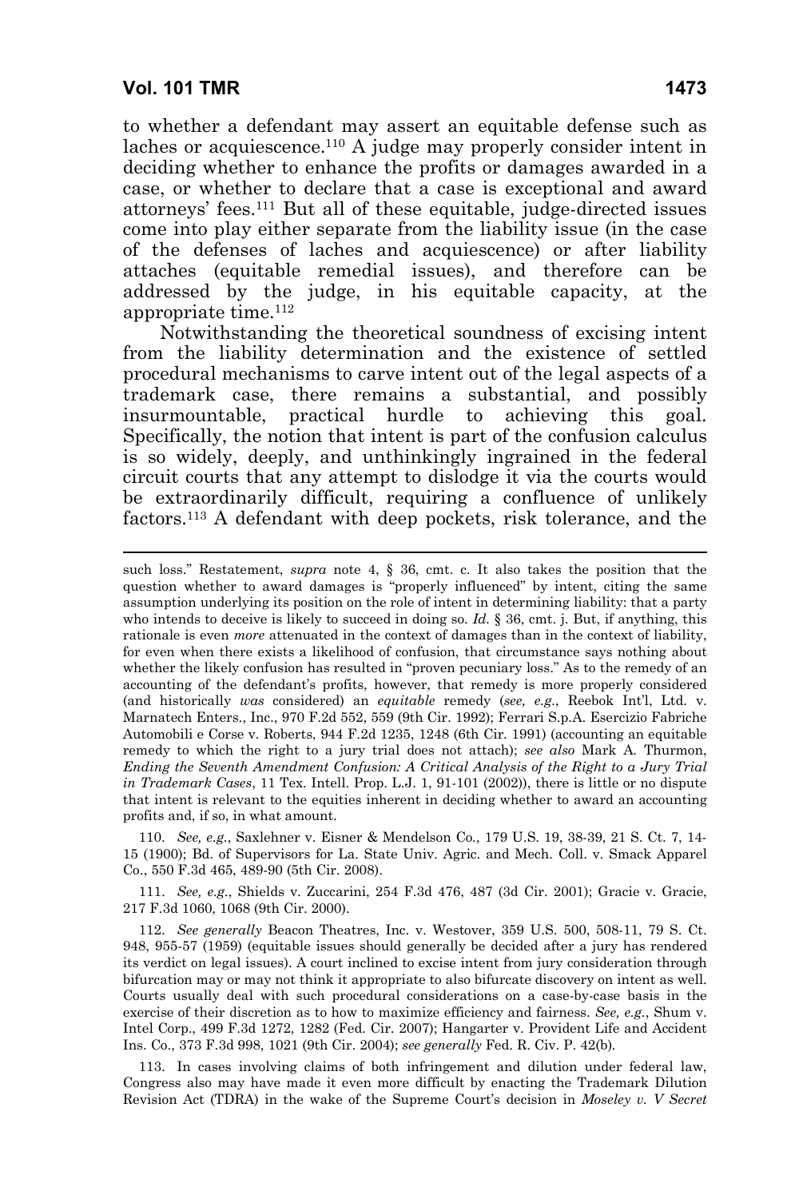to whether a defendant may assert an equitable defense such as laches or acquiescence.[110] A judge may properly consider intent in deciding whether to enhance the profits or damages awarded in a case, or whether to declare that a case is exceptional and award attorneys' fees.[111] But all of these equitable, judge-directed issues come into play either separate from the liability issue (in the case of the defenses of laches and acquiescence) or after liability attaches (equitable remedial issues), and therefore can be addressed by the judge, in his equitable capacity, at the appropriate time.[112]

Notwithstanding the theoretical soundness of excising intent from the liability determination and the existence of settled procedural mechanisms to carve intent out of the legal aspects of a trademark case, there remains a substantial, and possibly insurmountable, practical hurdle to achieving this goal. Specifically, the notion that intent is part of the confusion calculus is so widely, deeply, and unthinkingly ingrained in the federal circuit courts that any attempt to dislodge it via the courts would be extraordinarily difficult, requiring a confluence of unlikely factors.[113] A defendant with deep pockets, risk tolerance, and the

---

such loss." Restatement, *supra* note 4, § 36, cmt. c. It also takes the position that the question whether to award damages is "properly influenced" by intent, citing the same assumption underlying its position on the role of intent in determining liability: that a party who intends to deceive is likely to succeed in doing so. *Id.* § 36, cmt. j. But, if anything, this rationale is even *more* attenuated in the context of damages than in the context of liability, for even when there exists a likelihood of confusion, that circumstance says nothing about whether the likely confusion has resulted in "proven pecuniary loss." As to the remedy of an accounting of the defendant's profits, however, that remedy is more properly considered (and historically *was* considered) an *equitable* remedy (*see, e.g.*, Reebok Int'l, Ltd. v. Marnatech Enters., Inc., 970 F.2d 552, 559 (9th Cir. 1992); Ferrari S.p.A. Esercizio Fabriche Automobili e Corse v. Roberts, 944 F.2d 1235, 1248 (6th Cir. 1991) (accounting an equitable remedy to which the right to a jury trial does not attach); *see also* Mark A. Thurmon, *Ending the Seventh Amendment Confusion: A Critical Analysis of the Right to a Jury Trial in Trademark Cases*, 11 Tex. Intell. Prop. L.J. 1, 91-101 (2002)), there is little or no dispute that intent is relevant to the equities inherent in deciding whether to award an accounting profits and, if so, in what amount.

110. *See, e.g.*, Saxlehner v. Eisner & Mendelson Co., 179 U.S. 19, 38-39, 21 S. Ct. 7, 14-15 (1900); Bd. of Supervisors for La. State Univ. Agric. and Mech. Coll. v. Smack Apparel Co., 550 F.3d 465, 489-90 (5th Cir. 2008).

111. *See, e.g.*, Shields v. Zuccarini, 254 F.3d 476, 487 (3d Cir. 2001); Gracie v. Gracie, 217 F.3d 1060, 1068 (9th Cir. 2000).

112. *See generally* Beacon Theatres, Inc. v. Westover, 359 U.S. 500, 508-11, 79 S. Ct. 948, 955-57 (1959) (equitable issues should generally be decided after a jury has rendered its verdict on legal issues). A court inclined to excise intent from jury consideration through bifurcation may or may not think it appropriate to also bifurcate discovery on intent as well. Courts usually deal with such procedural considerations on a case-by-case basis in the exercise of their discretion as to how to maximize efficiency and fairness. *See, e.g.*, Shum v. Intel Corp., 499 F.3d 1272, 1282 (Fed. Cir. 2007); Hangarter v. Provident Life and Accident Ins. Co., 373 F.3d 998, 1021 (9th Cir. 2004); *see generally* Fed. R. Civ. P. 42(b).

113. In cases involving claims of both infringement and dilution under federal law, Congress also may have made it even more difficult by enacting the Trademark Dilution Revision Act (TDRA) in the wake of the Supreme Court's decision in *Moseley v. V Secret*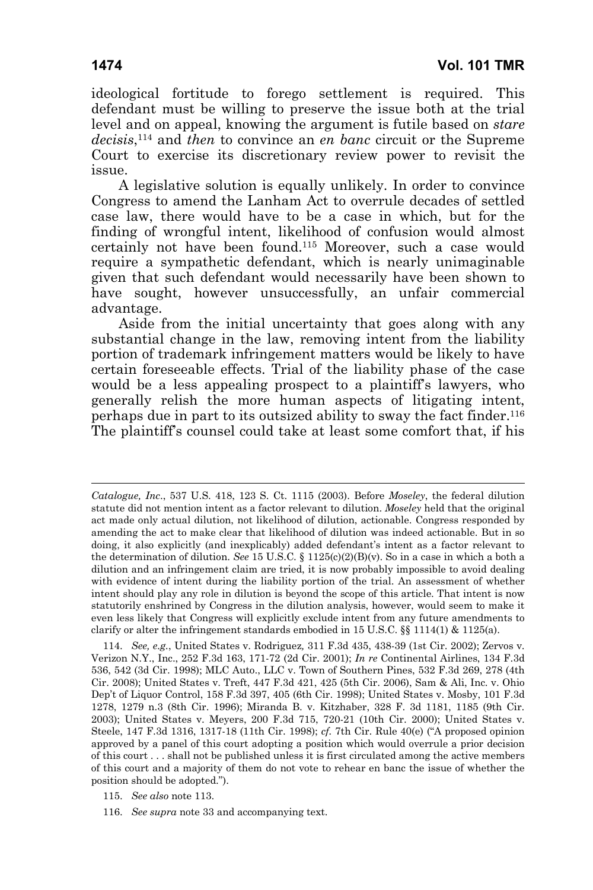ideological fortitude to forego settlement is required. This defendant must be willing to preserve the issue both at the trial level and on appeal, knowing the argument is futile based on *stare decisis*,[114] and *then* to convince an *en banc* circuit or the Supreme Court to exercise its discretionary review power to revisit the issue.

A legislative solution is equally unlikely. In order to convince Congress to amend the Lanham Act to overrule decades of settled case law, there would have to be a case in which, but for the finding of wrongful intent, likelihood of confusion would almost certainly not have been found.[115] Moreover, such a case would require a sympathetic defendant, which is nearly unimaginable given that such defendant would necessarily have been shown to have sought, however unsuccessfully, an unfair commercial advantage.

Aside from the initial uncertainty that goes along with any substantial change in the law, removing intent from the liability portion of trademark infringement matters would be likely to have certain foreseeable effects. Trial of the liability phase of the case would be a less appealing prospect to a plaintiff's lawyers, who generally relish the more human aspects of litigating intent, perhaps due in part to its outsized ability to sway the fact finder.[116] The plaintiff's counsel could take at least some comfort that, if his

---

*Catalogue, Inc*., 537 U.S. 418, 123 S. Ct. 1115 (2003). Before *Moseley*, the federal dilution statute did not mention intent as a factor relevant to dilution. *Moseley* held that the original act made only actual dilution, not likelihood of dilution, actionable. Congress responded by amending the act to make clear that likelihood of dilution was indeed actionable. But in so doing, it also explicitly (and inexplicably) added defendant's intent as a factor relevant to the determination of dilution. *See* 15 U.S.C. § 1125(c)(2)(B)(v). So in a case in which a both a dilution and an infringement claim are tried, it is now probably impossible to avoid dealing with evidence of intent during the liability portion of the trial. An assessment of whether intent should play any role in dilution is beyond the scope of this article. That intent is now statutorily enshrined by Congress in the dilution analysis, however, would seem to make it even less likely that Congress will explicitly exclude intent from any future amendments to clarify or alter the infringement standards embodied in 15 U.S.C. §§ 1114(1) & 1125(a).

114. *See, e.g.*, United States v. Rodriguez, 311 F.3d 435, 438-39 (1st Cir. 2002); Zervos v. Verizon N.Y., Inc., 252 F.3d 163, 171-72 (2d Cir. 2001); *In re* Continental Airlines, 134 F.3d 536, 542 (3d Cir. 1998); MLC Auto., LLC v. Town of Southern Pines, 532 F.3d 269, 278 (4th Cir. 2008); United States v. Treft, 447 F.3d 421, 425 (5th Cir. 2006), Sam & Ali, Inc. v. Ohio Dep't of Liquor Control, 158 F.3d 397, 405 (6th Cir. 1998); United States v. Mosby, 101 F.3d 1278, 1279 n.3 (8th Cir. 1996); Miranda B. v. Kitzhaber, 328 F. 3d 1181, 1185 (9th Cir. 2003); United States v. Meyers, 200 F.3d 715, 720-21 (10th Cir. 2000); United States v. Steele, 147 F.3d 1316, 1317-18 (11th Cir. 1998); *cf.* 7th Cir. Rule 40(e) ("A proposed opinion approved by a panel of this court adopting a position which would overrule a prior decision of this court . . . shall not be published unless it is first circulated among the active members of this court and a majority of them do not vote to rehear en banc the issue of whether the position should be adopted.").

115. *See also* note 113.

116. *See supra* note 33 and accompanying text.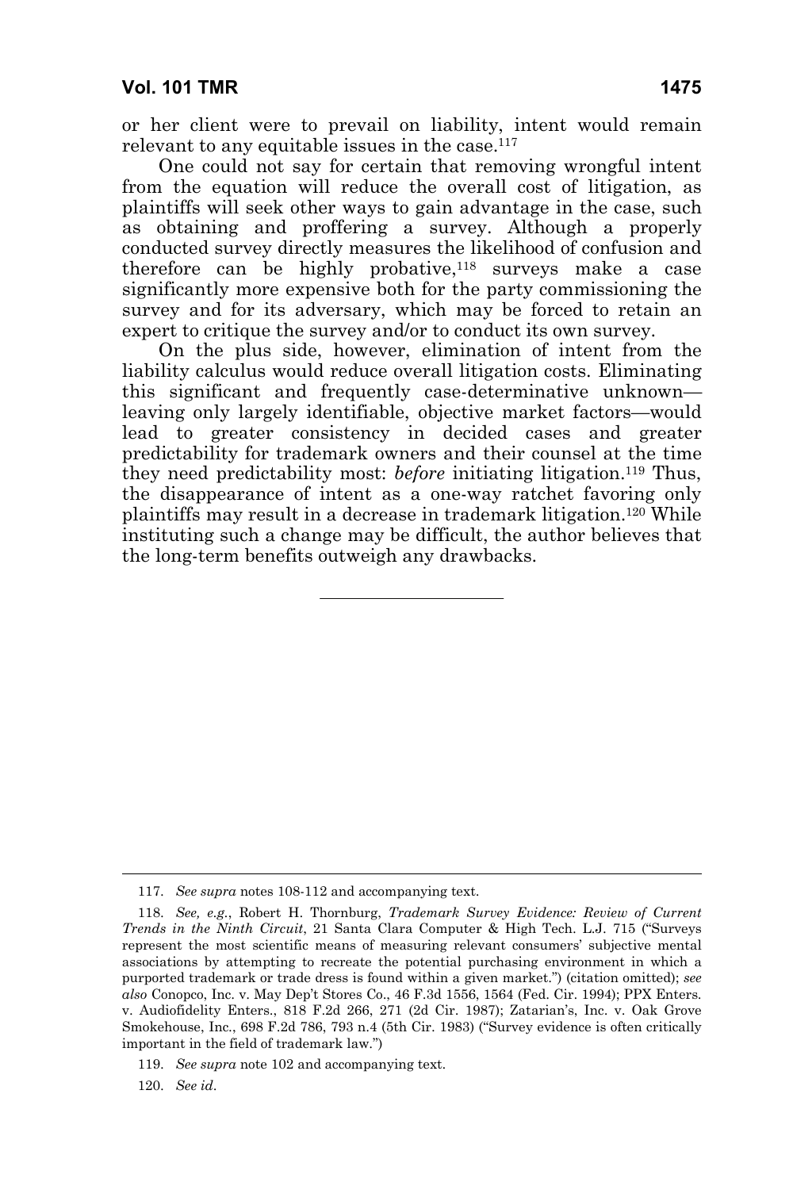or her client were to prevail on liability, intent would remain relevant to any equitable issues in the case.[117]

One could not say for certain that removing wrongful intent from the equation will reduce the overall cost of litigation, as plaintiffs will seek other ways to gain advantage in the case, such as obtaining and proffering a survey. Although a properly conducted survey directly measures the likelihood of confusion and therefore can be highly probative,[118] surveys make a case significantly more expensive both for the party commissioning the survey and for its adversary, which may be forced to retain an expert to critique the survey and/or to conduct its own survey.

On the plus side, however, elimination of intent from the liability calculus would reduce overall litigation costs. Eliminating this significant and frequently case-determinative unknown—leaving only largely identifiable, objective market factors—would lead to greater consistency in decided cases and greater predictability for trademark owners and their counsel at the time they need predictability most: *before* initiating litigation.[119] Thus, the disappearance of intent as a one-way ratchet favoring only plaintiffs may result in a decrease in trademark litigation.[120] While instituting such a change may be difficult, the author believes that the long-term benefits outweigh any drawbacks.

---

117. *See supra* notes 108-112 and accompanying text.

118. *See, e.g.*, Robert H. Thornburg, *Trademark Survey Evidence: Review of Current Trends in the Ninth Circuit*, 21 Santa Clara Computer & High Tech. L.J. 715 ("Surveys represent the most scientific means of measuring relevant consumers' subjective mental associations by attempting to recreate the potential purchasing environment in which a purported trademark or trade dress is found within a given market.") (citation omitted); *see also* Conopco, Inc. v. May Dep't Stores Co., 46 F.3d 1556, 1564 (Fed. Cir. 1994); PPX Enters. v. Audiofidelity Enters., 818 F.2d 266, 271 (2d Cir. 1987); Zatarian's, Inc. v. Oak Grove Smokehouse, Inc., 698 F.2d 786, 793 n.4 (5th Cir. 1983) ("Survey evidence is often critically important in the field of trademark law.")

119. *See supra* note 102 and accompanying text.

120. *See id*.